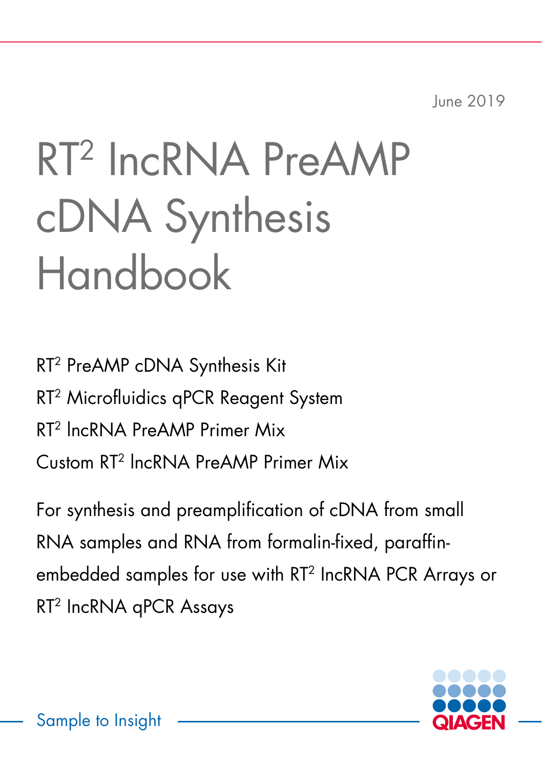June 2019

# RT² lncRNA PreAMP cDNA Synthesis Handbook

RT² PreAMP cDNA Synthesis Kit

RT² Microfluidics qPCR Reagent System

RT² lncRNA PreAMP Primer Mix

Custom RT² lncRNA PreAMP Primer Mix

For synthesis and preamplification of cDNA from small RNA samples and RNA from formalin-fixed, paraffin-embedded samples for use with RT² lncRNA PCR Arrays or RT² lncRNA qPCR Assays

Sample to Insight

QIAGEN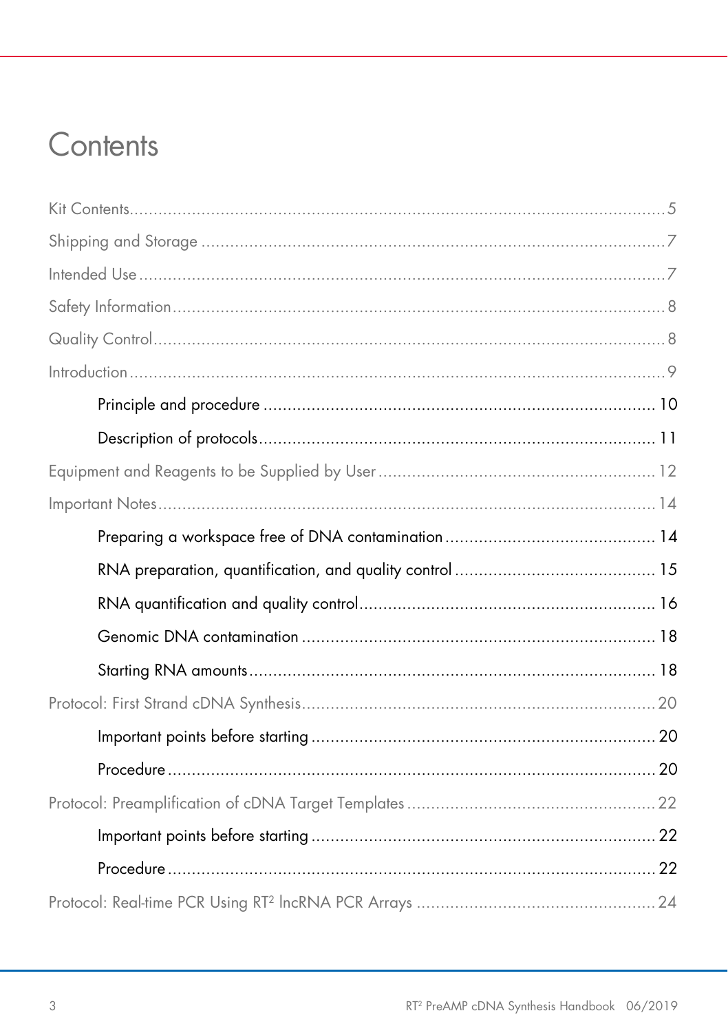# Contents

Kit Contents....................................................................................................5

Shipping and Storage ......................................................................................7

Intended Use ..................................................................................................7

Safety Information...........................................................................................8

Quality Control................................................................................................8

Introduction ....................................................................................................9

- Principle and procedure ............................................................................10
- Description of protocols.............................................................................11

Equipment and Reagents to be Supplied by User ..............................................12

Important Notes.............................................................................................14

- Preparing a workspace free of DNA contamination .......................................14
- RNA preparation, quantification, and quality control .....................................15
- RNA quantification and quality control........................................................16
- Genomic DNA contamination ....................................................................18
- Starting RNA amounts...............................................................................18

Protocol: First Strand cDNA Synthesis...............................................................20

- Important points before starting ..................................................................20
- Procedure ...............................................................................................20

Protocol: Preamplification of cDNA Target Templates .........................................22

- Important points before starting ..................................................................22
- Procedure ...............................................................................................22

Protocol: Real-time PCR Using RT² lncRNA PCR Arrays .....................................24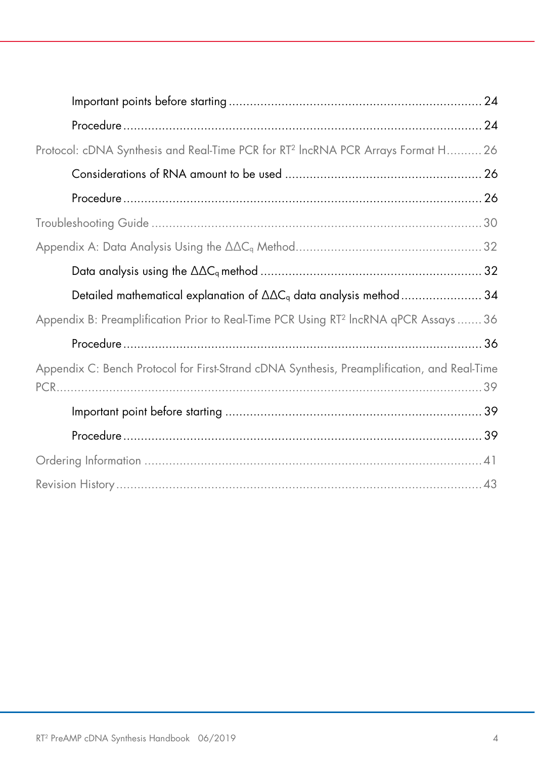Important points before starting ........................................................................ 24

Procedure ........................................................................................................ 24

Protocol: cDNA Synthesis and Real-Time PCR for RT[2] lncRNA PCR Arrays Format H .......... 26

Considerations of RNA amount to be used ........................................................ 26

Procedure ........................................................................................................ 26

Troubleshooting Guide ............................................................................................. 30

Appendix A: Data Analysis Using the $\Delta\Delta C_q$ Method ..................................................... 32

Data analysis using the $\Delta\Delta C_q$ method ............................................................... 32

Detailed mathematical explanation of $\Delta\Delta C_q$ data analysis method ....................... 34

Appendix B: Preamplification Prior to Real-Time PCR Using RT[2] lncRNA qPCR Assays ....... 36

Procedure ........................................................................................................ 36

Appendix C: Bench Protocol for First-Strand cDNA Synthesis, Preamplification, and Real-Time PCR ........................................................................................................................ 39

Important point before starting ......................................................................... 39

Procedure ........................................................................................................ 39

Ordering Information ................................................................................................ 41

Revision History ........................................................................................................ 43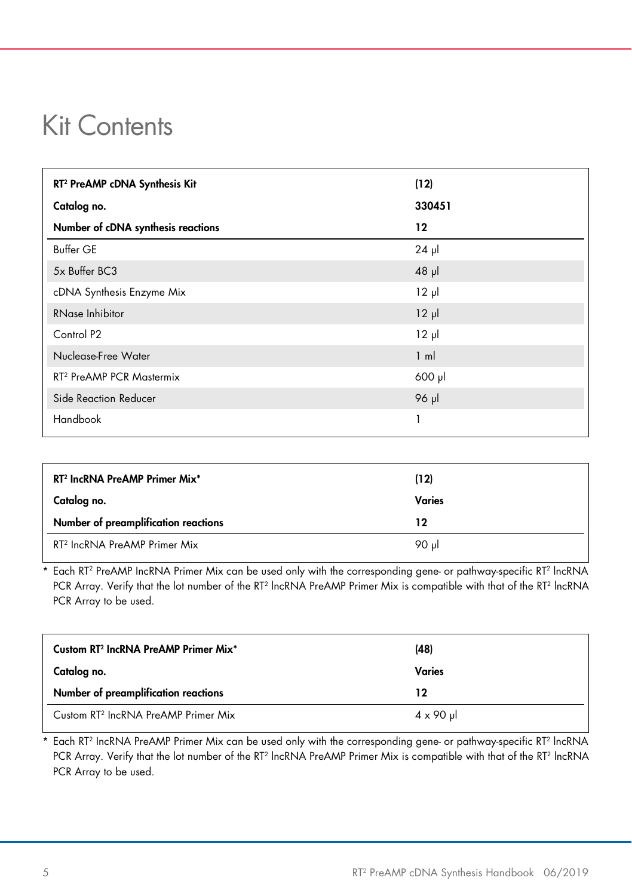# Kit Contents

| RT² PreAMP cDNA Synthesis Kit | (12) |
|---|---|
| **Catalog no.** | **330451** |
| **Number of cDNA synthesis reactions** | **12** |
| Buffer GE | 24 µl |
| 5x Buffer BC3 | 48 µl |
| cDNA Synthesis Enzyme Mix | 12 µl |
| RNase Inhibitor | 12 µl |
| Control P2 | 12 µl |
| Nuclease-Free Water | 1 ml |
| RT² PreAMP PCR Mastermix | 600 µl |
| Side Reaction Reducer | 96 µl |
| Handbook | 1 |

| RT² lncRNA PreAMP Primer Mix* | (12) |
|---|---|
| **Catalog no.** | **Varies** |
| **Number of preamplification reactions** | **12** |
| RT² lncRNA PreAMP Primer Mix | 90 µl |

\* Each RT² PreAMP lncRNA Primer Mix can be used only with the corresponding gene- or pathway-specific RT² lncRNA PCR Array. Verify that the lot number of the RT² lncRNA PreAMP Primer Mix is compatible with that of the RT² lncRNA PCR Array to be used.

| Custom RT² lncRNA PreAMP Primer Mix* | (48) |
|---|---|
| **Catalog no.** | **Varies** |
| **Number of preamplification reactions** | **12** |
| Custom RT² lncRNA PreAMP Primer Mix | 4 x 90 µl |

\* Each RT² lncRNA PreAMP Primer Mix can be used only with the corresponding gene- or pathway-specific RT² lncRNA PCR Array. Verify that the lot number of the RT² lncRNA PreAMP Primer Mix is compatible with that of the RT² lncRNA PCR Array to be used.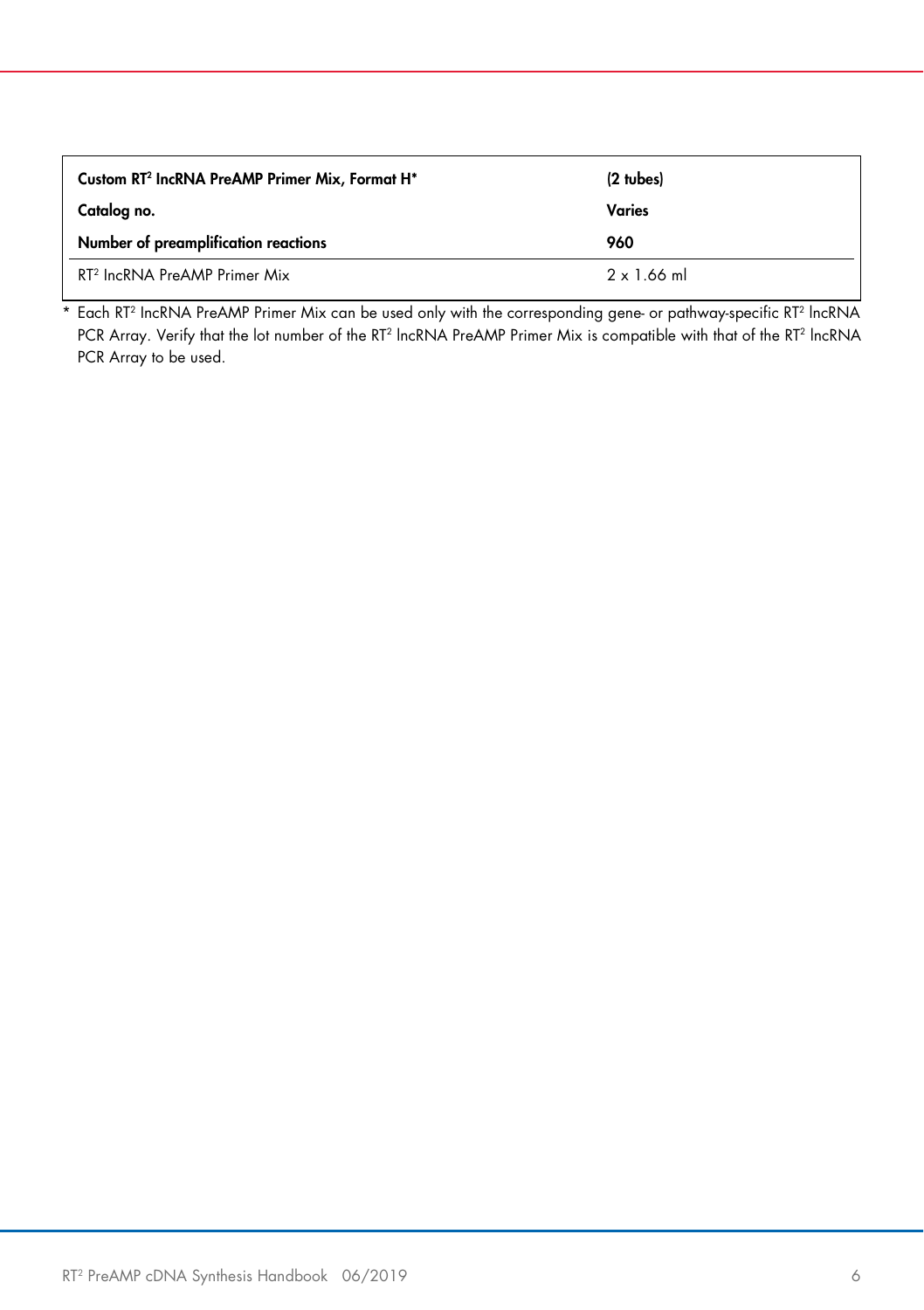| Custom RT² lncRNA PreAMP Primer Mix, Format H* | (2 tubes) |
|---|---|
| **Catalog no.** | **Varies** |
| **Number of preamplification reactions** | **960** |
| RT² lncRNA PreAMP Primer Mix | 2 x 1.66 ml |

* Each RT² lncRNA PreAMP Primer Mix can be used only with the corresponding gene- or pathway-specific RT² lncRNA PCR Array. Verify that the lot number of the RT² lncRNA PreAMP Primer Mix is compatible with that of the RT² lncRNA PCR Array to be used.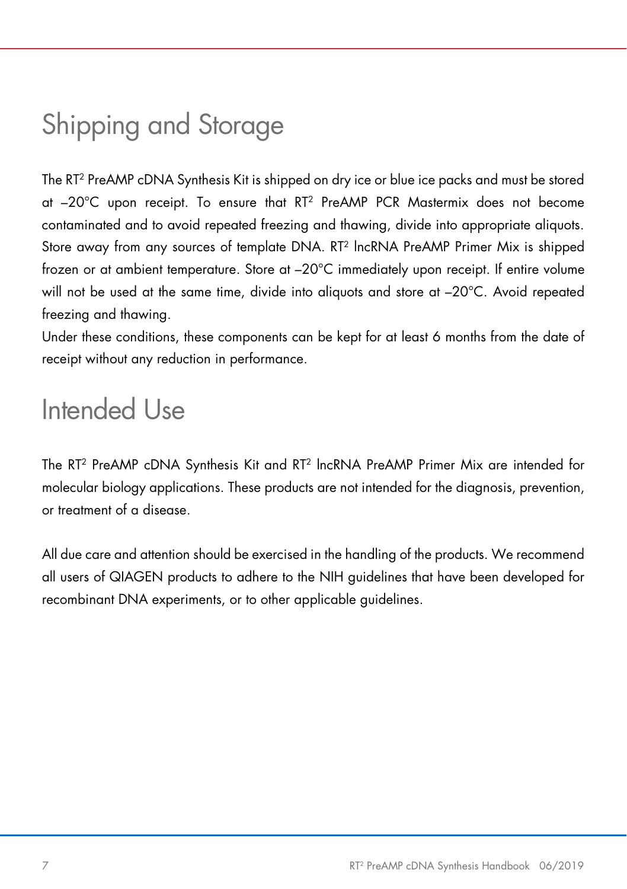# Shipping and Storage

The RT$^2$ PreAMP cDNA Synthesis Kit is shipped on dry ice or blue ice packs and must be stored at –20°C upon receipt. To ensure that RT$^2$ PreAMP PCR Mastermix does not become contaminated and to avoid repeated freezing and thawing, divide into appropriate aliquots. Store away from any sources of template DNA. RT$^2$ lncRNA PreAMP Primer Mix is shipped frozen or at ambient temperature. Store at –20°C immediately upon receipt. If entire volume will not be used at the same time, divide into aliquots and store at –20°C. Avoid repeated freezing and thawing.

Under these conditions, these components can be kept for at least 6 months from the date of receipt without any reduction in performance.

# Intended Use

The RT$^2$ PreAMP cDNA Synthesis Kit and RT$^2$ lncRNA PreAMP Primer Mix are intended for molecular biology applications. These products are not intended for the diagnosis, prevention, or treatment of a disease.

All due care and attention should be exercised in the handling of the products. We recommend all users of QIAGEN products to adhere to the NIH guidelines that have been developed for recombinant DNA experiments, or to other applicable guidelines.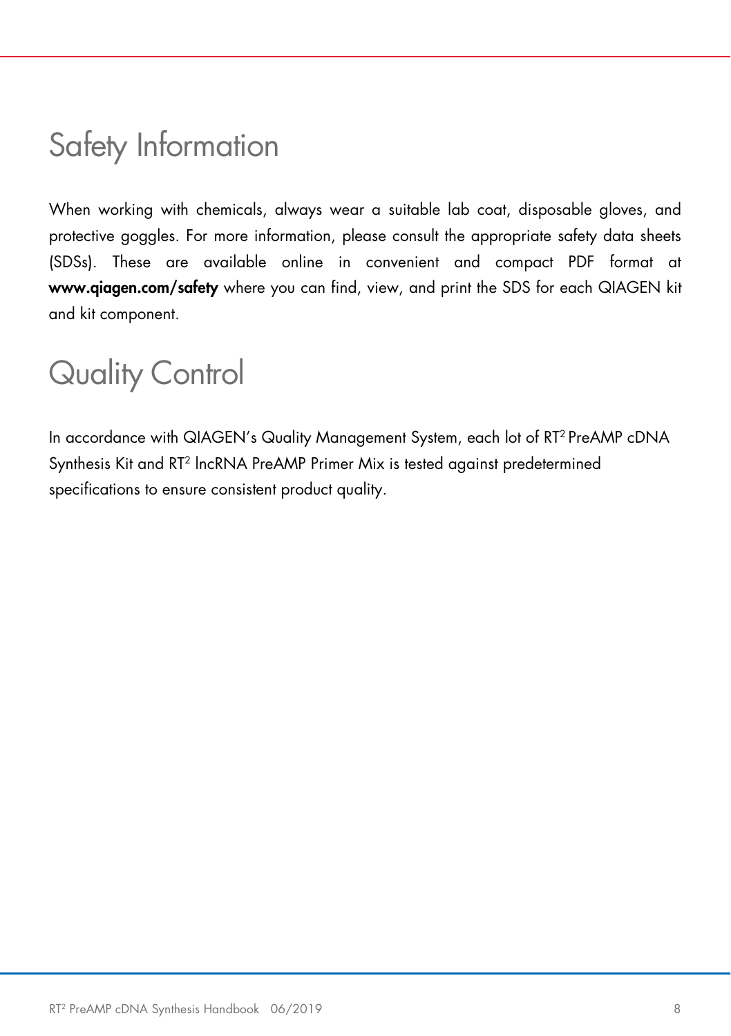# Safety Information

When working with chemicals, always wear a suitable lab coat, disposable gloves, and protective goggles. For more information, please consult the appropriate safety data sheets (SDSs). These are available online in convenient and compact PDF format at **www.qiagen.com/safety** where you can find, view, and print the SDS for each QIAGEN kit and kit component.

# Quality Control

In accordance with QIAGEN's Quality Management System, each lot of $RT^2$ PreAMP cDNA Synthesis Kit and $RT^2$ lncRNA PreAMP Primer Mix is tested against predetermined specifications to ensure consistent product quality.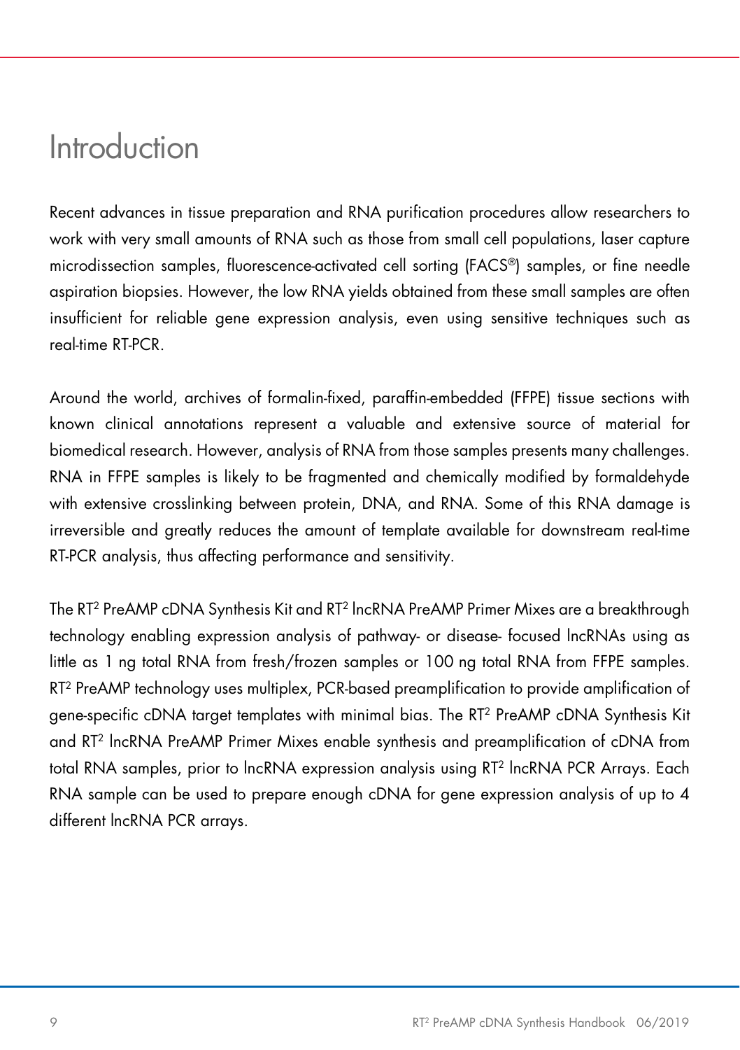# Introduction

Recent advances in tissue preparation and RNA purification procedures allow researchers to work with very small amounts of RNA such as those from small cell populations, laser capture microdissection samples, fluorescence-activated cell sorting (FACS®) samples, or fine needle aspiration biopsies. However, the low RNA yields obtained from these small samples are often insufficient for reliable gene expression analysis, even using sensitive techniques such as real-time RT-PCR.

Around the world, archives of formalin-fixed, paraffin-embedded (FFPE) tissue sections with known clinical annotations represent a valuable and extensive source of material for biomedical research. However, analysis of RNA from those samples presents many challenges. RNA in FFPE samples is likely to be fragmented and chemically modified by formaldehyde with extensive crosslinking between protein, DNA, and RNA. Some of this RNA damage is irreversible and greatly reduces the amount of template available for downstream real-time RT-PCR analysis, thus affecting performance and sensitivity.

The $RT^2$ PreAMP cDNA Synthesis Kit and $RT^2$ lncRNA PreAMP Primer Mixes are a breakthrough technology enabling expression analysis of pathway- or disease- focused lncRNAs using as little as 1 ng total RNA from fresh/frozen samples or 100 ng total RNA from FFPE samples. $RT^2$ PreAMP technology uses multiplex, PCR-based preamplification to provide amplification of gene-specific cDNA target templates with minimal bias. The $RT^2$ PreAMP cDNA Synthesis Kit and $RT^2$ lncRNA PreAMP Primer Mixes enable synthesis and preamplification of cDNA from total RNA samples, prior to lncRNA expression analysis using $RT^2$ lncRNA PCR Arrays. Each RNA sample can be used to prepare enough cDNA for gene expression analysis of up to 4 different lncRNA PCR arrays.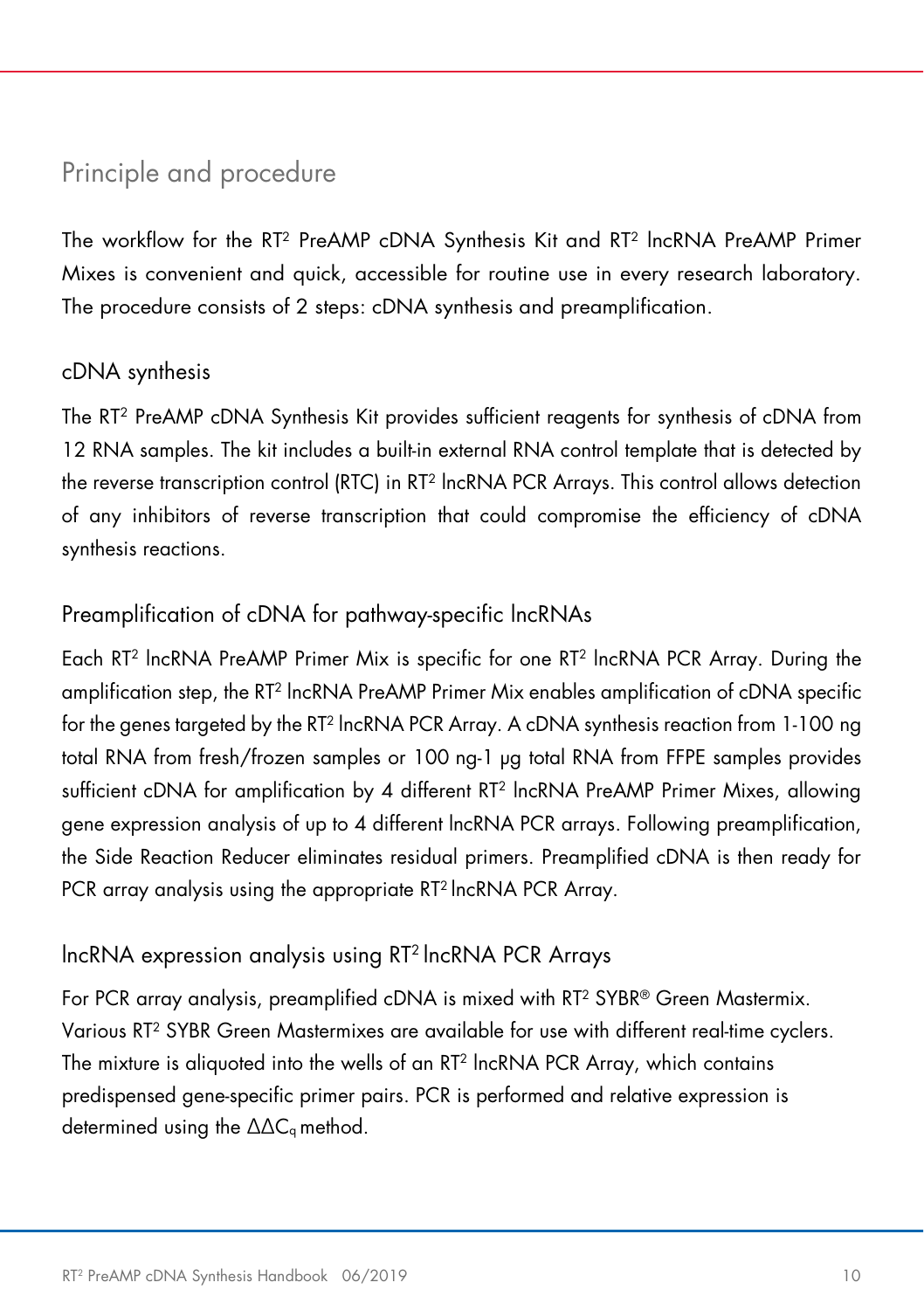## Principle and procedure

The workflow for the RT² PreAMP cDNA Synthesis Kit and RT² lncRNA PreAMP Primer Mixes is convenient and quick, accessible for routine use in every research laboratory. The procedure consists of 2 steps: cDNA synthesis and preamplification.

### cDNA synthesis

The RT² PreAMP cDNA Synthesis Kit provides sufficient reagents for synthesis of cDNA from 12 RNA samples. The kit includes a built-in external RNA control template that is detected by the reverse transcription control (RTC) in RT² lncRNA PCR Arrays. This control allows detection of any inhibitors of reverse transcription that could compromise the efficiency of cDNA synthesis reactions.

### Preamplification of cDNA for pathway-specific lncRNAs

Each RT² lncRNA PreAMP Primer Mix is specific for one RT² lncRNA PCR Array. During the amplification step, the RT² lncRNA PreAMP Primer Mix enables amplification of cDNA specific for the genes targeted by the RT² lncRNA PCR Array. A cDNA synthesis reaction from 1-100 ng total RNA from fresh/frozen samples or 100 ng-1 µg total RNA from FFPE samples provides sufficient cDNA for amplification by 4 different RT² lncRNA PreAMP Primer Mixes, allowing gene expression analysis of up to 4 different lncRNA PCR arrays. Following preamplification, the Side Reaction Reducer eliminates residual primers. Preamplified cDNA is then ready for PCR array analysis using the appropriate RT² lncRNA PCR Array.

### lncRNA expression analysis using RT² lncRNA PCR Arrays

For PCR array analysis, preamplified cDNA is mixed with RT² SYBR® Green Mastermix. Various RT² SYBR Green Mastermixes are available for use with different real-time cyclers. The mixture is aliquoted into the wells of an RT² lncRNA PCR Array, which contains predispensed gene-specific primer pairs. PCR is performed and relative expression is determined using the $\Delta\Delta C_q$ method.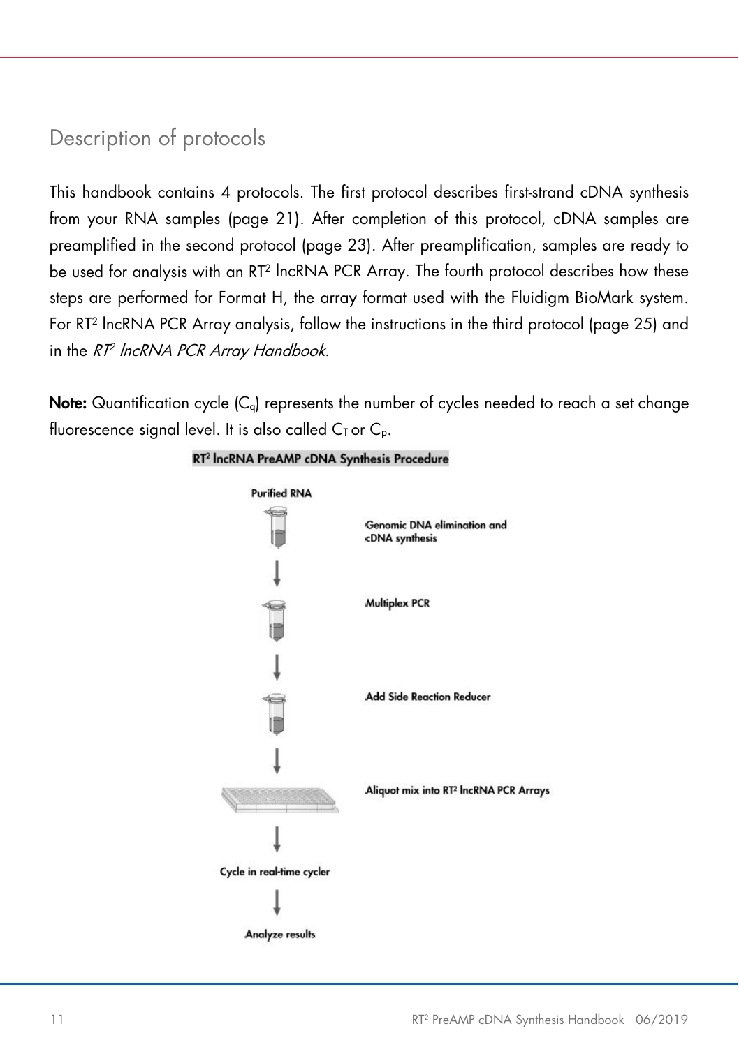## Description of protocols

This handbook contains 4 protocols. The first protocol describes first-strand cDNA synthesis from your RNA samples (page 21). After completion of this protocol, cDNA samples are preamplified in the second protocol (page 23). After preamplification, samples are ready to be used for analysis with an RT² lncRNA PCR Array. The fourth protocol describes how these steps are performed for Format H, the array format used with the Fluidigm BioMark system. For RT² lncRNA PCR Array analysis, follow the instructions in the third protocol (page 25) and in the *RT² lncRNA PCR Array Handbook*.

**Note:** Quantification cycle ($C_q$) represents the number of cycles needed to reach a set change fluorescence signal level. It is also called $C_T$ or $C_p$.

**RT² lncRNA PreAMP cDNA Synthesis Procedure**

Purified RNA

↓ Genomic DNA elimination and cDNA synthesis

↓ Multiplex PCR

↓ Add Side Reaction Reducer

↓ Aliquot mix into RT² lncRNA PCR Arrays

↓

Cycle in real-time cycler

↓

Analyze results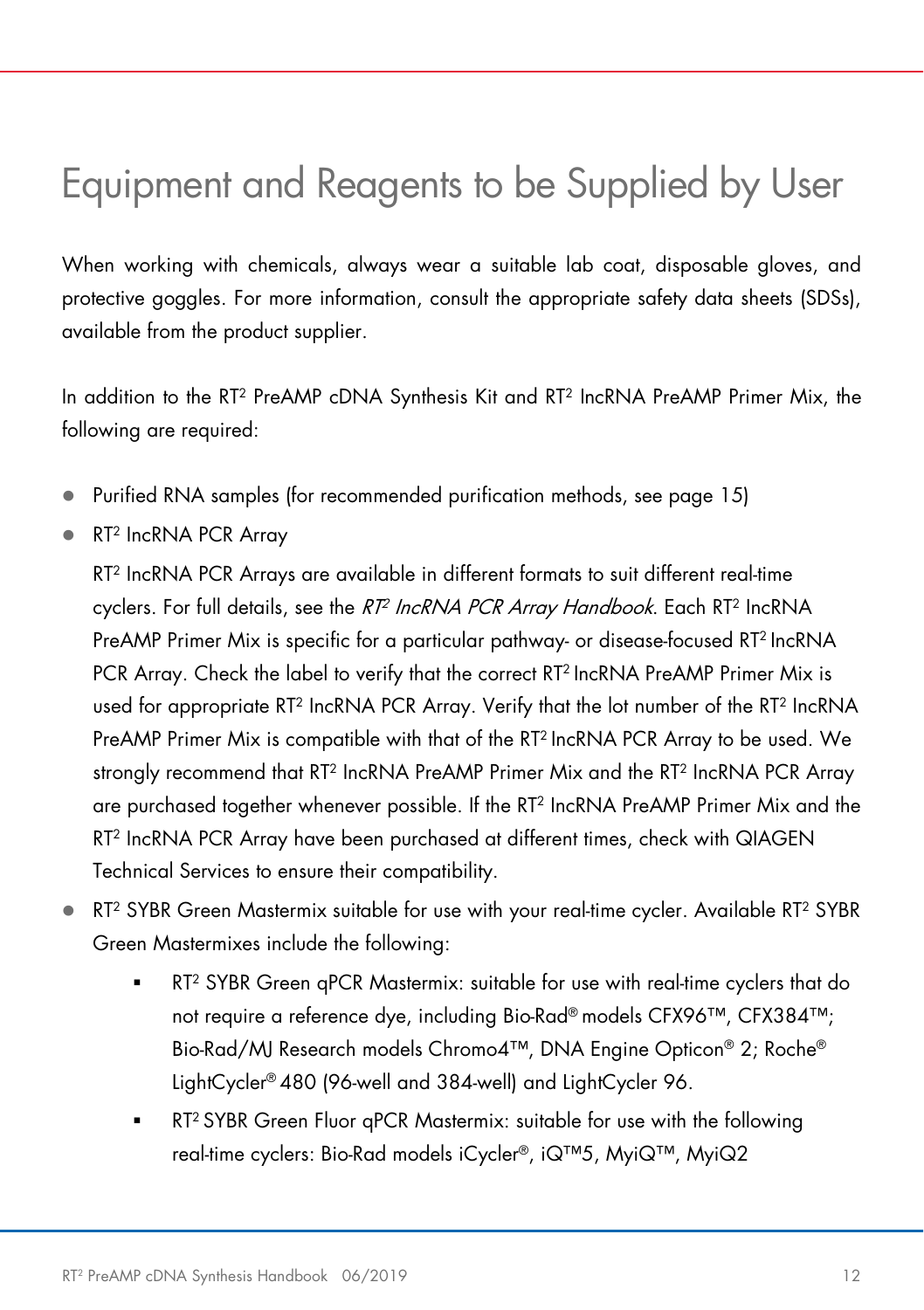# Equipment and Reagents to be Supplied by User

When working with chemicals, always wear a suitable lab coat, disposable gloves, and protective goggles. For more information, consult the appropriate safety data sheets (SDSs), available from the product supplier.

In addition to the RT² PreAMP cDNA Synthesis Kit and RT² lncRNA PreAMP Primer Mix, the following are required:

- Purified RNA samples (for recommended purification methods, see page 15)
- RT² lncRNA PCR Array

  RT² lncRNA PCR Arrays are available in different formats to suit different real-time cyclers. For full details, see the *RT² lncRNA PCR Array Handbook*. Each RT² lncRNA PreAMP Primer Mix is specific for a particular pathway- or disease-focused RT² lncRNA PCR Array. Check the label to verify that the correct RT² lncRNA PreAMP Primer Mix is used for appropriate RT² lncRNA PCR Array. Verify that the lot number of the RT² lncRNA PreAMP Primer Mix is compatible with that of the RT² lncRNA PCR Array to be used. We strongly recommend that RT² lncRNA PreAMP Primer Mix and the RT² lncRNA PCR Array are purchased together whenever possible. If the RT² lncRNA PreAMP Primer Mix and the RT² lncRNA PCR Array have been purchased at different times, check with QIAGEN Technical Services to ensure their compatibility.
- RT² SYBR Green Mastermix suitable for use with your real-time cycler. Available RT² SYBR Green Mastermixes include the following:
  - RT² SYBR Green qPCR Mastermix: suitable for use with real-time cyclers that do not require a reference dye, including Bio-Rad® models CFX96™, CFX384™; Bio-Rad/MJ Research models Chromo4™, DNA Engine Opticon® 2; Roche® LightCycler® 480 (96-well and 384-well) and LightCycler 96.
  - RT² SYBR Green Fluor qPCR Mastermix: suitable for use with the following real-time cyclers: Bio-Rad models iCycler®, iQ™5, MyiQ™, MyiQ2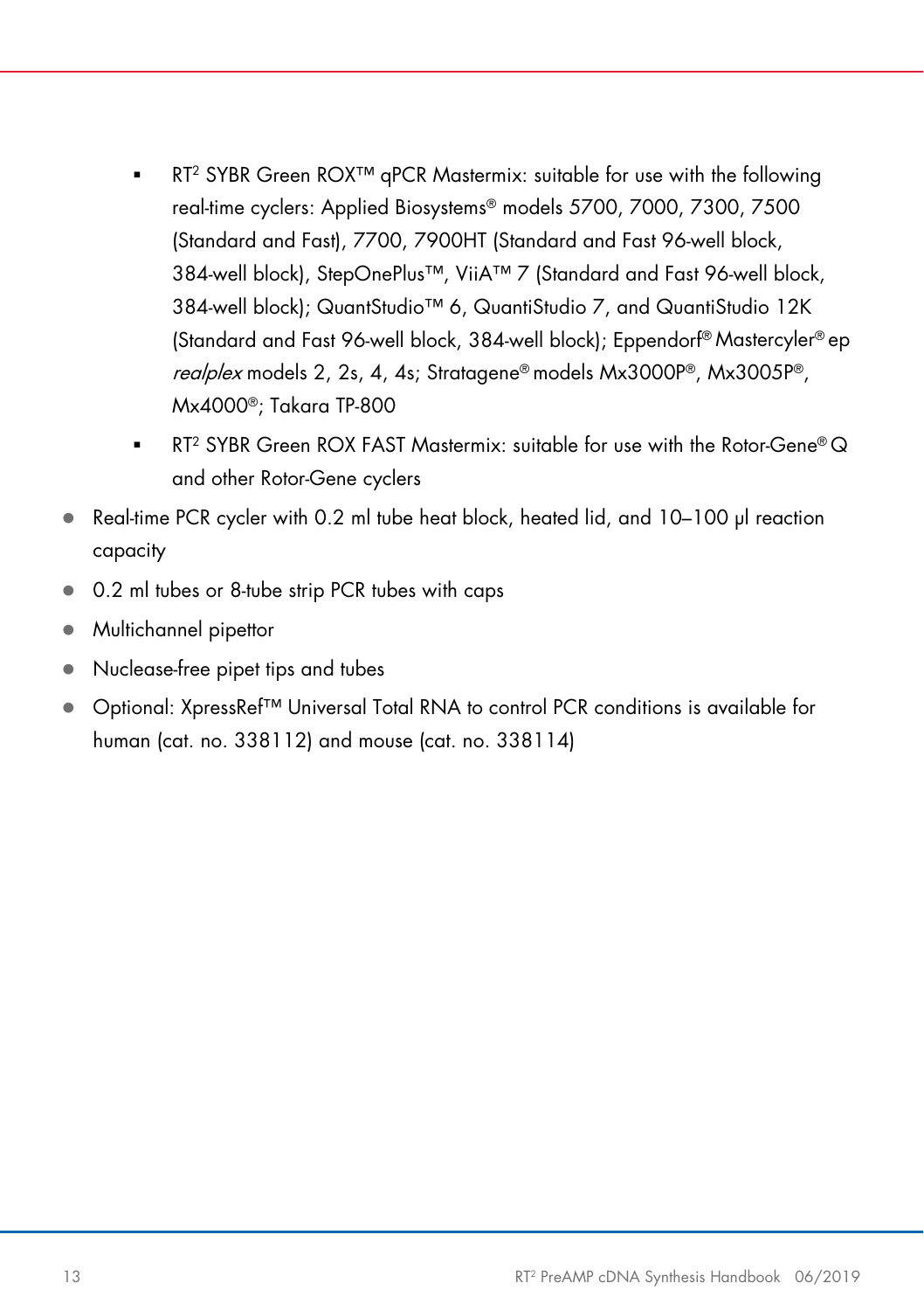- RT² SYBR Green ROX™ qPCR Mastermix: suitable for use with the following real-time cyclers: Applied Biosystems® models 5700, 7000, 7300, 7500 (Standard and Fast), 7700, 7900HT (Standard and Fast 96-well block, 384-well block), StepOnePlus™, ViiA™ 7 (Standard and Fast 96-well block, 384-well block); QuantStudio™ 6, QuantiStudio 7, and QuantiStudio 12K (Standard and Fast 96-well block, 384-well block); Eppendorf® Mastercyler® ep *realplex* models 2, 2s, 4, 4s; Stratagene® models Mx3000P®, Mx3005P®, Mx4000®; Takara TP-800
    - RT² SYBR Green ROX FAST Mastermix: suitable for use with the Rotor-Gene® Q and other Rotor-Gene cyclers
- Real-time PCR cycler with 0.2 ml tube heat block, heated lid, and 10–100 µl reaction capacity
- 0.2 ml tubes or 8-tube strip PCR tubes with caps
- Multichannel pipettor
- Nuclease-free pipet tips and tubes
- Optional: XpressRef™ Universal Total RNA to control PCR conditions is available for human (cat. no. 338112) and mouse (cat. no. 338114)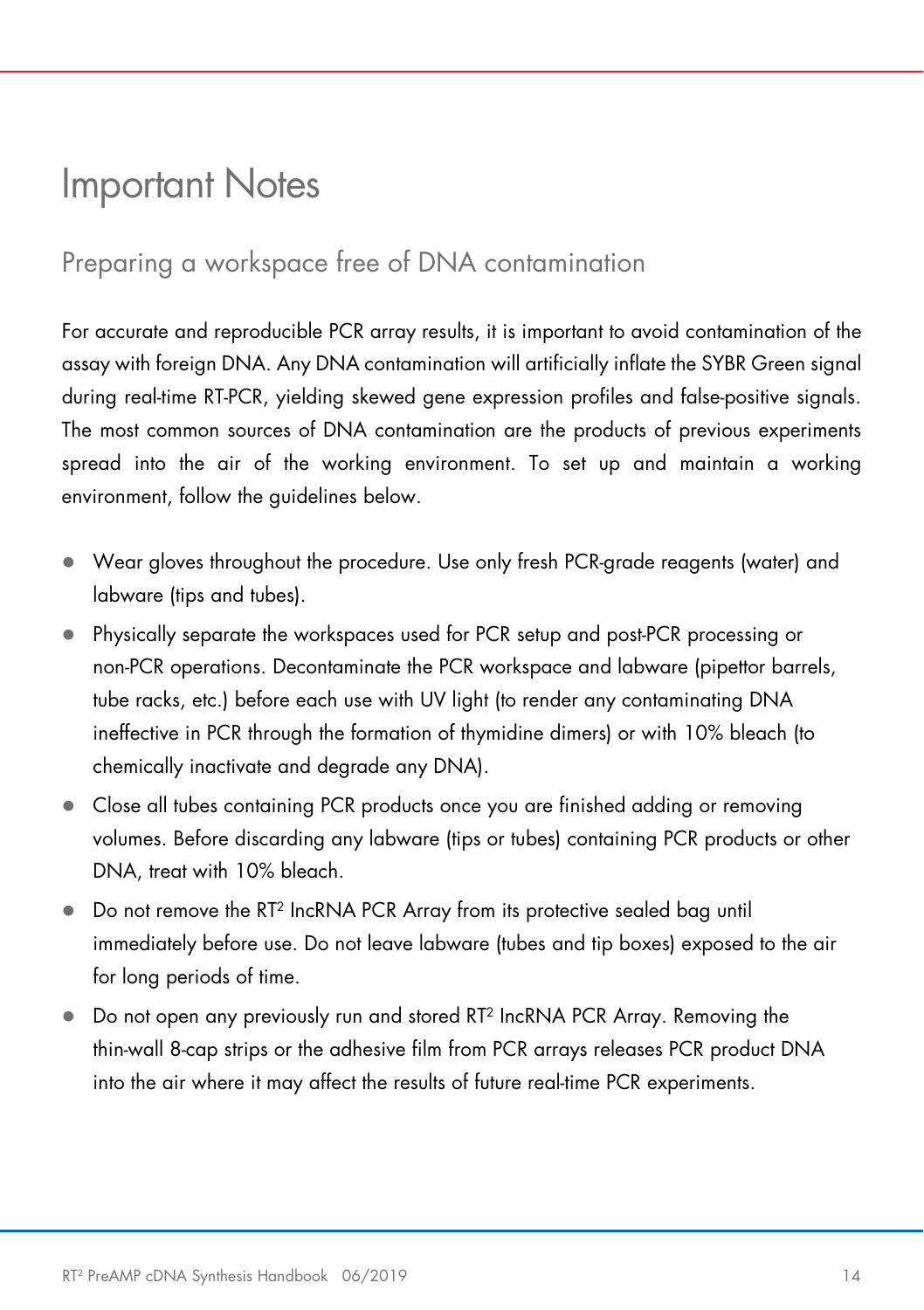# Important Notes

## Preparing a workspace free of DNA contamination

For accurate and reproducible PCR array results, it is important to avoid contamination of the assay with foreign DNA. Any DNA contamination will artificially inflate the SYBR Green signal during real-time RT-PCR, yielding skewed gene expression profiles and false-positive signals. The most common sources of DNA contamination are the products of previous experiments spread into the air of the working environment. To set up and maintain a working environment, follow the guidelines below.

- Wear gloves throughout the procedure. Use only fresh PCR-grade reagents (water) and labware (tips and tubes).
- Physically separate the workspaces used for PCR setup and post-PCR processing or non-PCR operations. Decontaminate the PCR workspace and labware (pipettor barrels, tube racks, etc.) before each use with UV light (to render any contaminating DNA ineffective in PCR through the formation of thymidine dimers) or with 10% bleach (to chemically inactivate and degrade any DNA).
- Close all tubes containing PCR products once you are finished adding or removing volumes. Before discarding any labware (tips or tubes) containing PCR products or other DNA, treat with 10% bleach.
- Do not remove the RT² lncRNA PCR Array from its protective sealed bag until immediately before use. Do not leave labware (tubes and tip boxes) exposed to the air for long periods of time.
- Do not open any previously run and stored RT² lncRNA PCR Array. Removing the thin-wall 8-cap strips or the adhesive film from PCR arrays releases PCR product DNA into the air where it may affect the results of future real-time PCR experiments.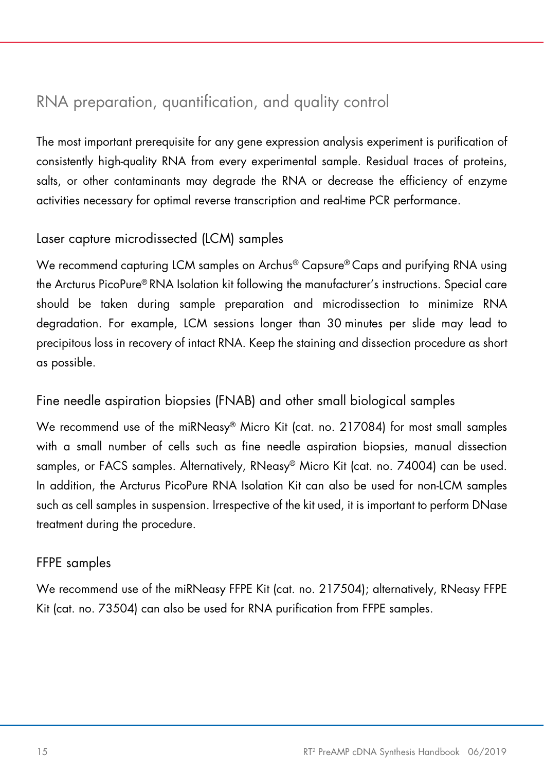## RNA preparation, quantification, and quality control

The most important prerequisite for any gene expression analysis experiment is purification of consistently high-quality RNA from every experimental sample. Residual traces of proteins, salts, or other contaminants may degrade the RNA or decrease the efficiency of enzyme activities necessary for optimal reverse transcription and real-time PCR performance.

### Laser capture microdissected (LCM) samples

We recommend capturing LCM samples on Archus® Capsure® Caps and purifying RNA using the Arcturus PicoPure® RNA Isolation kit following the manufacturer's instructions. Special care should be taken during sample preparation and microdissection to minimize RNA degradation. For example, LCM sessions longer than 30 minutes per slide may lead to precipitous loss in recovery of intact RNA. Keep the staining and dissection procedure as short as possible.

### Fine needle aspiration biopsies (FNAB) and other small biological samples

We recommend use of the miRNeasy® Micro Kit (cat. no. 217084) for most small samples with a small number of cells such as fine needle aspiration biopsies, manual dissection samples, or FACS samples. Alternatively, RNeasy® Micro Kit (cat. no. 74004) can be used. In addition, the Arcturus PicoPure RNA Isolation Kit can also be used for non-LCM samples such as cell samples in suspension. Irrespective of the kit used, it is important to perform DNase treatment during the procedure.

### FFPE samples

We recommend use of the miRNeasy FFPE Kit (cat. no. 217504); alternatively, RNeasy FFPE Kit (cat. no. 73504) can also be used for RNA purification from FFPE samples.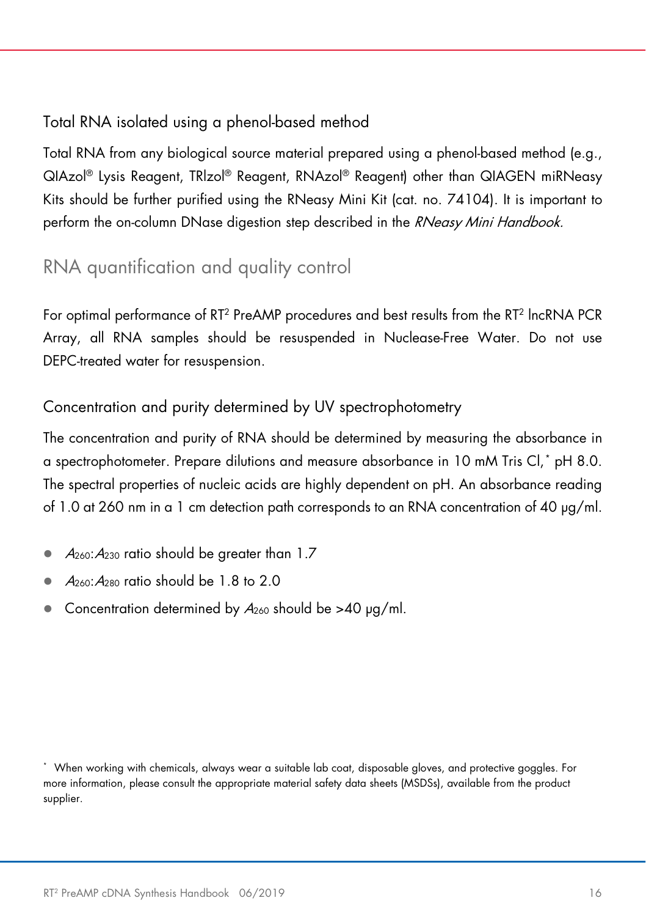### Total RNA isolated using a phenol-based method

Total RNA from any biological source material prepared using a phenol-based method (e.g., QIAzol® Lysis Reagent, TRIzol® Reagent, RNAzol® Reagent) other than QIAGEN miRNeasy Kits should be further purified using the RNeasy Mini Kit (cat. no. 74104). It is important to perform the on-column DNase digestion step described in the *RNeasy Mini Handbook.*

## RNA quantification and quality control

For optimal performance of RT² PreAMP procedures and best results from the RT² lncRNA PCR Array, all RNA samples should be resuspended in Nuclease-Free Water. Do not use DEPC-treated water for resuspension.

### Concentration and purity determined by UV spectrophotometry

The concentration and purity of RNA should be determined by measuring the absorbance in a spectrophotometer. Prepare dilutions and measure absorbance in 10 mM Tris Cl,* pH 8.0. The spectral properties of nucleic acids are highly dependent on pH. An absorbance reading of 1.0 at 260 nm in a 1 cm detection path corresponds to an RNA concentration of 40 µg/ml.

- $A_{260}$:$A_{230}$ ratio should be greater than 1.7
- $A_{260}$:$A_{280}$ ratio should be 1.8 to 2.0
- Concentration determined by $A_{260}$ should be >40 µg/ml.

* When working with chemicals, always wear a suitable lab coat, disposable gloves, and protective goggles. For more information, please consult the appropriate material safety data sheets (MSDSs), available from the product supplier.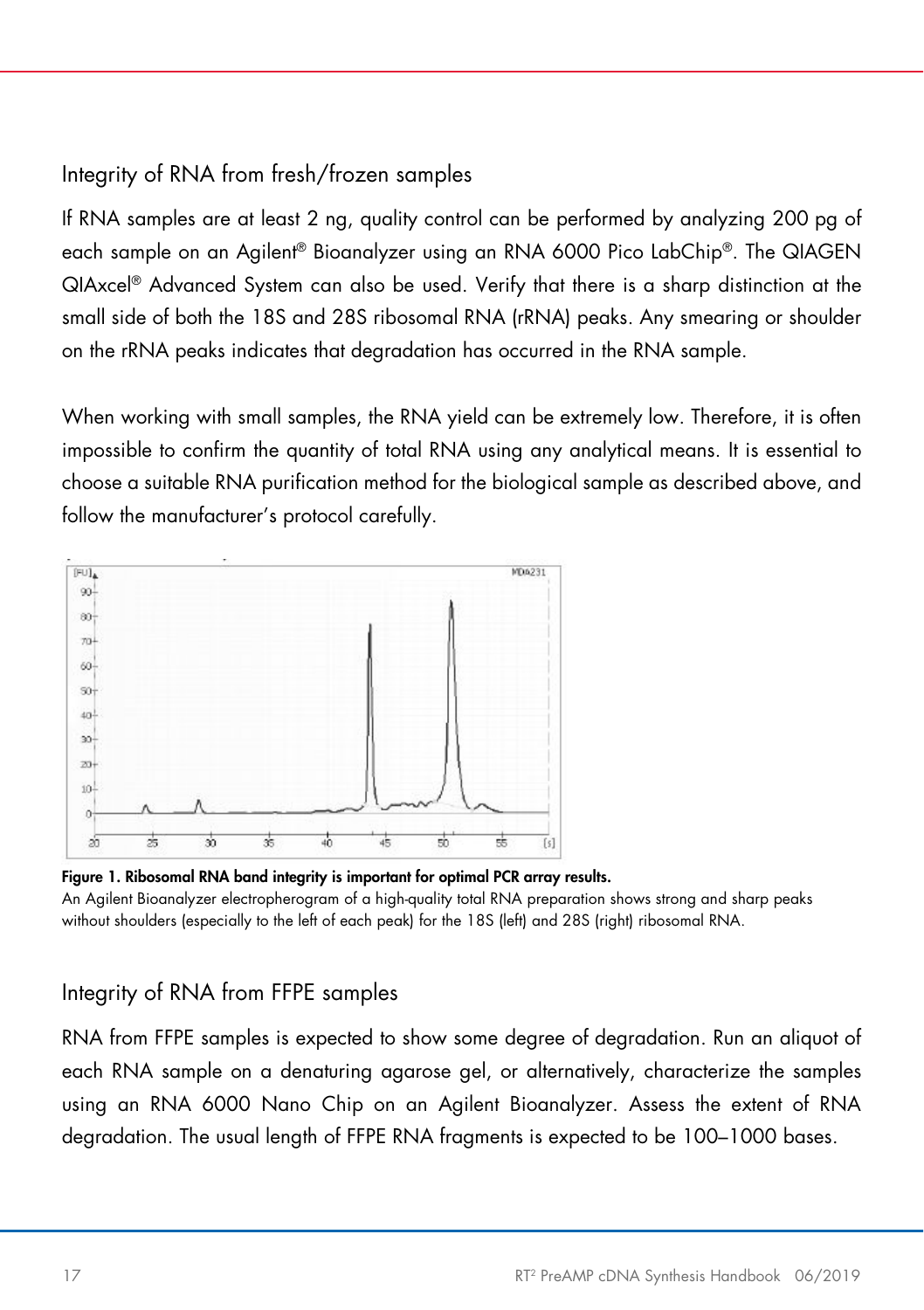### Integrity of RNA from fresh/frozen samples

If RNA samples are at least 2 ng, quality control can be performed by analyzing 200 pg of each sample on an Agilent® Bioanalyzer using an RNA 6000 Pico LabChip®. The QIAGEN QIAxcel® Advanced System can also be used. Verify that there is a sharp distinction at the small side of both the 18S and 28S ribosomal RNA (rRNA) peaks. Any smearing or shoulder on the rRNA peaks indicates that degradation has occurred in the RNA sample.

When working with small samples, the RNA yield can be extremely low. Therefore, it is often impossible to confirm the quantity of total RNA using any analytical means. It is essential to choose a suitable RNA purification method for the biological sample as described above, and follow the manufacturer's protocol carefully.

**Figure 1. Ribosomal RNA band integrity is important for optimal PCR array results.**
An Agilent Bioanalyzer electropherogram of a high-quality total RNA preparation shows strong and sharp peaks without shoulders (especially to the left of each peak) for the 18S (left) and 28S (right) ribosomal RNA.

### Integrity of RNA from FFPE samples

RNA from FFPE samples is expected to show some degree of degradation. Run an aliquot of each RNA sample on a denaturing agarose gel, or alternatively, characterize the samples using an RNA 6000 Nano Chip on an Agilent Bioanalyzer. Assess the extent of RNA degradation. The usual length of FFPE RNA fragments is expected to be 100–1000 bases.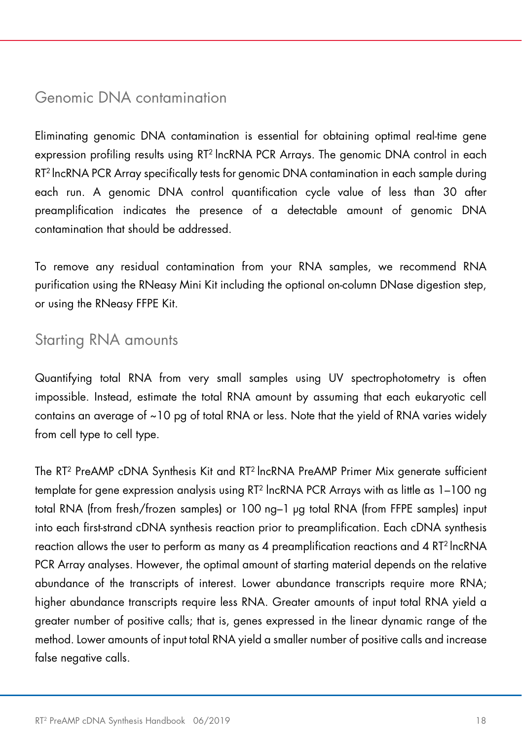## Genomic DNA contamination

Eliminating genomic DNA contamination is essential for obtaining optimal real-time gene expression profiling results using RT² lncRNA PCR Arrays. The genomic DNA control in each RT² lncRNA PCR Array specifically tests for genomic DNA contamination in each sample during each run. A genomic DNA control quantification cycle value of less than 30 after preamplification indicates the presence of a detectable amount of genomic DNA contamination that should be addressed.

To remove any residual contamination from your RNA samples, we recommend RNA purification using the RNeasy Mini Kit including the optional on-column DNase digestion step, or using the RNeasy FFPE Kit.

## Starting RNA amounts

Quantifying total RNA from very small samples using UV spectrophotometry is often impossible. Instead, estimate the total RNA amount by assuming that each eukaryotic cell contains an average of ~10 pg of total RNA or less. Note that the yield of RNA varies widely from cell type to cell type.

The RT² PreAMP cDNA Synthesis Kit and RT² lncRNA PreAMP Primer Mix generate sufficient template for gene expression analysis using RT² lncRNA PCR Arrays with as little as 1–100 ng total RNA (from fresh/frozen samples) or 100 ng–1 µg total RNA (from FFPE samples) input into each first-strand cDNA synthesis reaction prior to preamplification. Each cDNA synthesis reaction allows the user to perform as many as 4 preamplification reactions and 4 RT² lncRNA PCR Array analyses. However, the optimal amount of starting material depends on the relative abundance of the transcripts of interest. Lower abundance transcripts require more RNA; higher abundance transcripts require less RNA. Greater amounts of input total RNA yield a greater number of positive calls; that is, genes expressed in the linear dynamic range of the method. Lower amounts of input total RNA yield a smaller number of positive calls and increase false negative calls.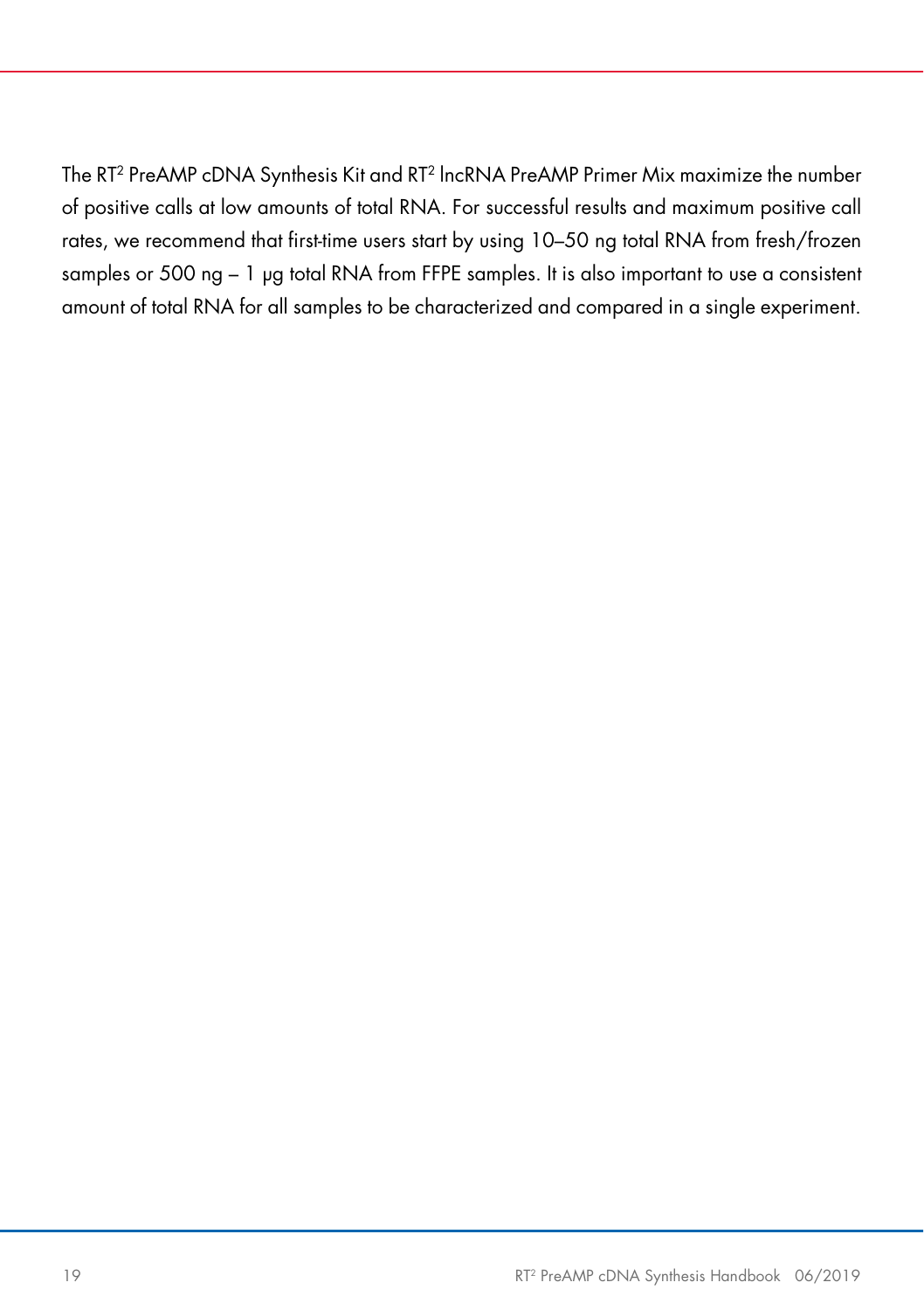The RT$^2$ PreAMP cDNA Synthesis Kit and RT$^2$ lncRNA PreAMP Primer Mix maximize the number of positive calls at low amounts of total RNA. For successful results and maximum positive call rates, we recommend that first-time users start by using 10–50 ng total RNA from fresh/frozen samples or 500 ng – 1 µg total RNA from FFPE samples. It is also important to use a consistent amount of total RNA for all samples to be characterized and compared in a single experiment.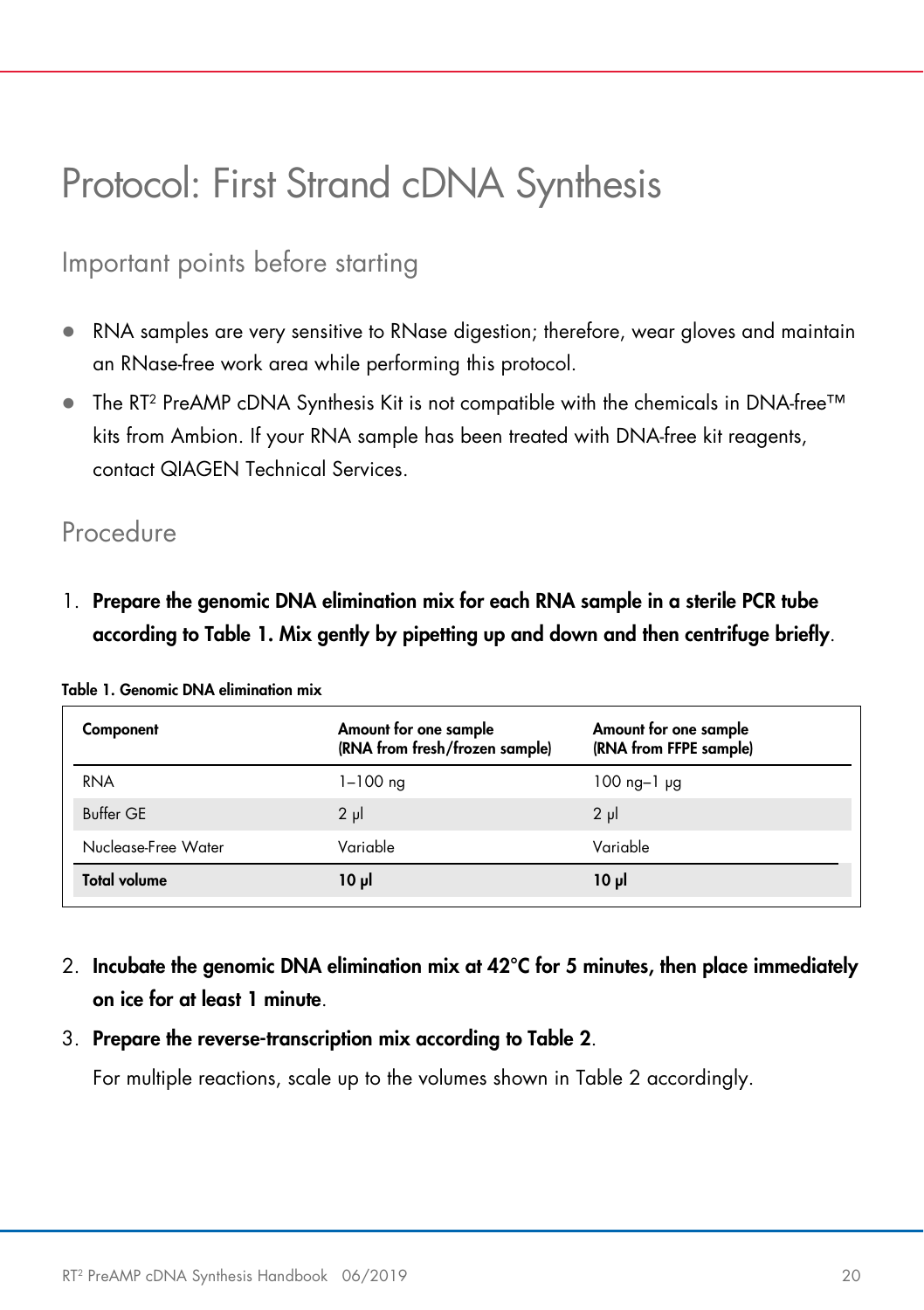# Protocol: First Strand cDNA Synthesis

## Important points before starting

- RNA samples are very sensitive to RNase digestion; therefore, wear gloves and maintain an RNase-free work area while performing this protocol.
- The RT² PreAMP cDNA Synthesis Kit is not compatible with the chemicals in DNA-free™ kits from Ambion. If your RNA sample has been treated with DNA-free kit reagents, contact QIAGEN Technical Services.

## Procedure

1. **Prepare the genomic DNA elimination mix for each RNA sample in a sterile PCR tube according to Table 1. Mix gently by pipetting up and down and then centrifuge briefly**.

**Table 1. Genomic DNA elimination mix**

| Component | Amount for one sample (RNA from fresh/frozen sample) | Amount for one sample (RNA from FFPE sample) |
|---|---|---|
| RNA | 1–100 ng | 100 ng–1 µg |
| Buffer GE | 2 µl | 2 µl |
| Nuclease-Free Water | Variable | Variable |
| **Total volume** | **10 µl** | **10 µl** |

2. **Incubate the genomic DNA elimination mix at 42°C for 5 minutes, then place immediately on ice for at least 1 minute**.
3. **Prepare the reverse-transcription mix according to Table 2**.

   For multiple reactions, scale up to the volumes shown in Table 2 accordingly.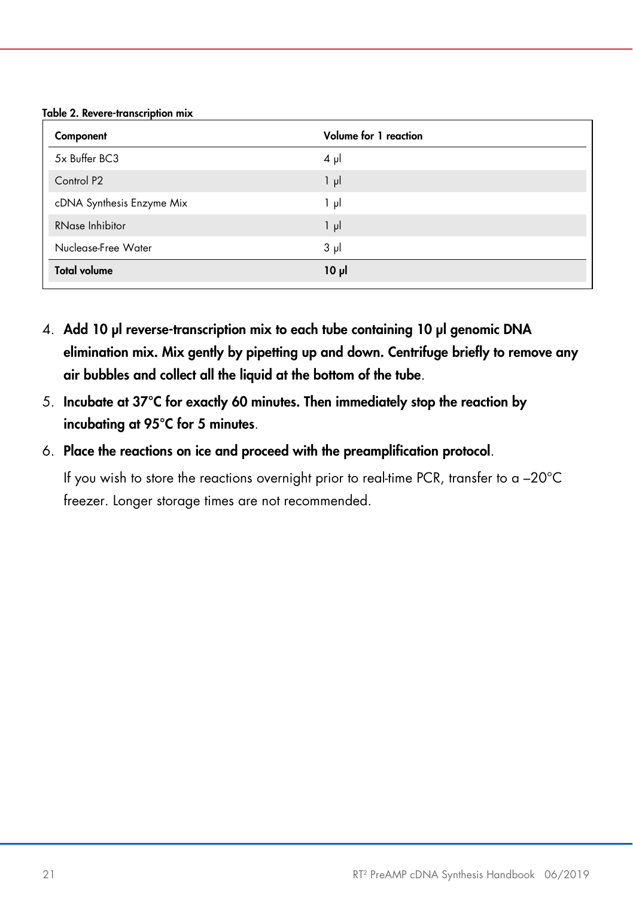**Table 2. Revere-transcription mix**

| Component | Volume for 1 reaction |
|---|---|
| 5x Buffer BC3 | 4 µl |
| Control P2 | 1 µl |
| cDNA Synthesis Enzyme Mix | 1 µl |
| RNase Inhibitor | 1 µl |
| Nuclease-Free Water | 3 µl |
| **Total volume** | **10 µl** |

4. **Add 10 µl reverse-transcription mix to each tube containing 10 µl genomic DNA elimination mix. Mix gently by pipetting up and down. Centrifuge briefly to remove any air bubbles and collect all the liquid at the bottom of the tube**.
5. **Incubate at 37°C for exactly 60 minutes. Then immediately stop the reaction by incubating at 95°C for 5 minutes**.
6. **Place the reactions on ice and proceed with the preamplification protocol**.

   If you wish to store the reactions overnight prior to real-time PCR, transfer to a –20°C freezer. Longer storage times are not recommended.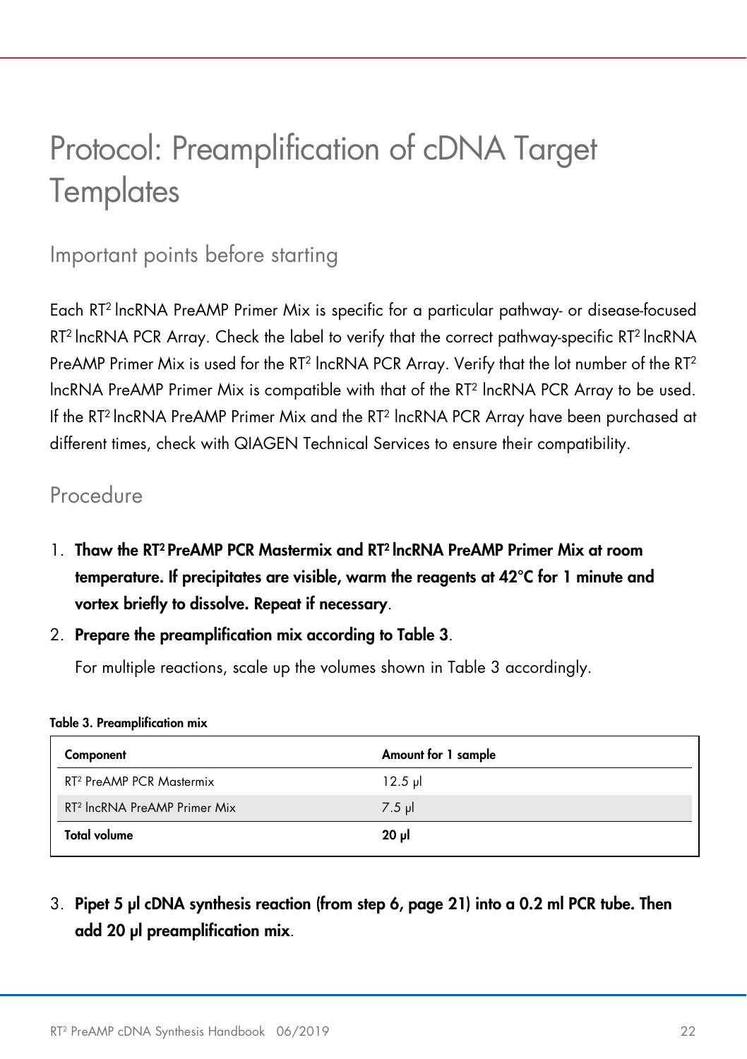# Protocol: Preamplification of cDNA Target Templates

## Important points before starting

Each RT² lncRNA PreAMP Primer Mix is specific for a particular pathway- or disease-focused RT² lncRNA PCR Array. Check the label to verify that the correct pathway-specific RT² lncRNA PreAMP Primer Mix is used for the RT² lncRNA PCR Array. Verify that the lot number of the RT² lncRNA PreAMP Primer Mix is compatible with that of the RT² lncRNA PCR Array to be used. If the RT² lncRNA PreAMP Primer Mix and the RT² lncRNA PCR Array have been purchased at different times, check with QIAGEN Technical Services to ensure their compatibility.

## Procedure

1. **Thaw the RT² PreAMP PCR Mastermix and RT² lncRNA PreAMP Primer Mix at room temperature. If precipitates are visible, warm the reagents at 42°C for 1 minute and vortex briefly to dissolve. Repeat if necessary**.
2. **Prepare the preamplification mix according to Table 3**.

   For multiple reactions, scale up the volumes shown in Table 3 accordingly.

**Table 3. Preamplification mix**

| Component | Amount for 1 sample |
|---|---|
| RT² PreAMP PCR Mastermix | 12.5 µl |
| RT² lncRNA PreAMP Primer Mix | 7.5 µl |
| **Total volume** | **20 µl** |

3. **Pipet 5 µl cDNA synthesis reaction (from step 6, page 21) into a 0.2 ml PCR tube. Then add 20 µl preamplification mix**.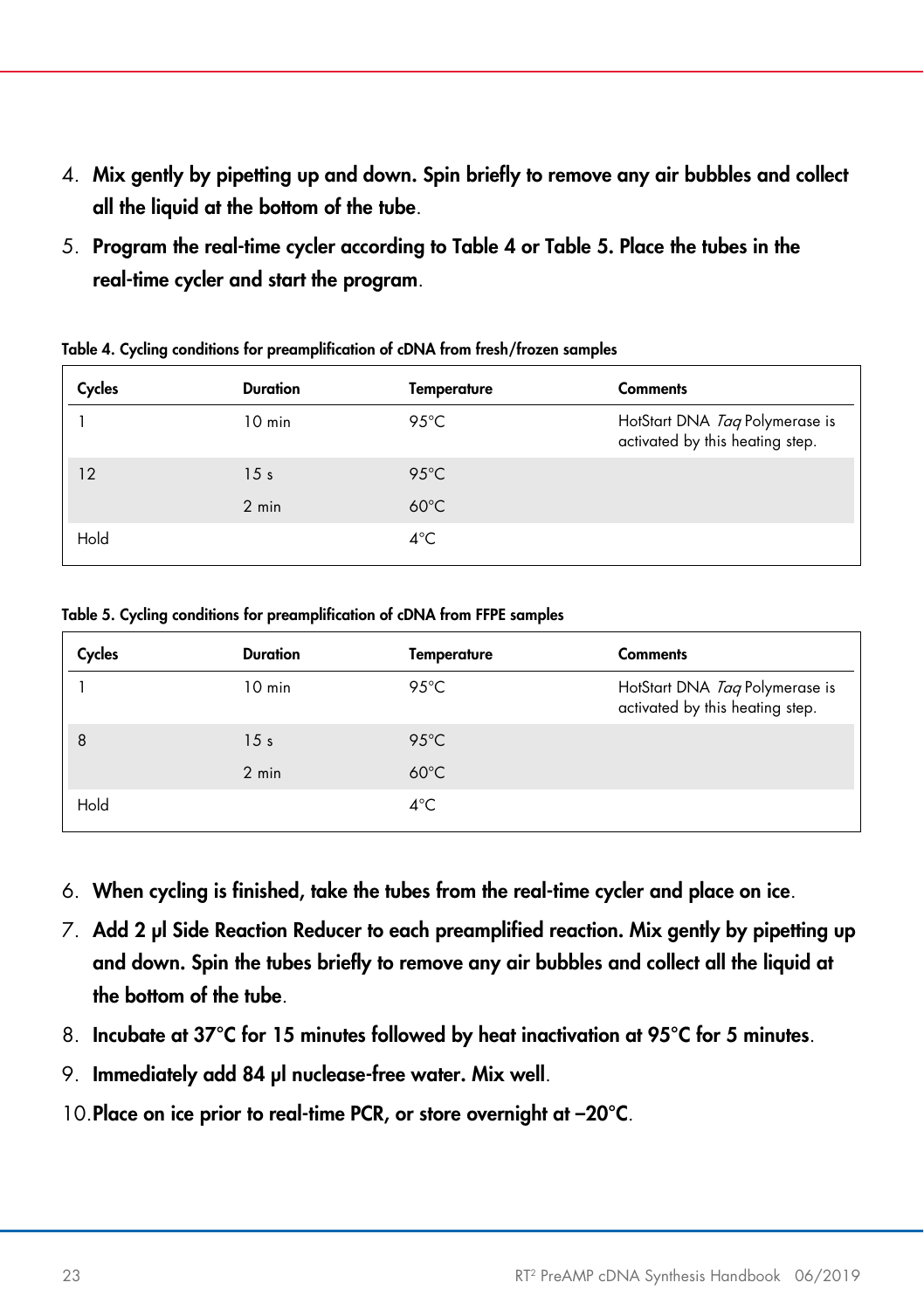4. **Mix gently by pipetting up and down. Spin briefly to remove any air bubbles and collect all the liquid at the bottom of the tube**.
5. **Program the real-time cycler according to Table 4 or Table 5. Place the tubes in the real-time cycler and start the program**.

**Table 4. Cycling conditions for preamplification of cDNA from fresh/frozen samples**

| Cycles | Duration | Temperature | Comments |
|---|---|---|---|
| 1 | 10 min | 95°C | HotStart DNA *Taq* Polymerase is activated by this heating step. |
| 12 | 15 s | 95°C | |
| | 2 min | 60°C | |
| Hold | | 4°C | |

**Table 5. Cycling conditions for preamplification of cDNA from FFPE samples**

| Cycles | Duration | Temperature | Comments |
|---|---|---|---|
| 1 | 10 min | 95°C | HotStart DNA *Taq* Polymerase is activated by this heating step. |
| 8 | 15 s | 95°C | |
| | 2 min | 60°C | |
| Hold | | 4°C | |

6. **When cycling is finished, take the tubes from the real-time cycler and place on ice**.
7. **Add 2 µl Side Reaction Reducer to each preamplified reaction. Mix gently by pipetting up and down. Spin the tubes briefly to remove any air bubbles and collect all the liquid at the bottom of the tube**.
8. **Incubate at 37°C for 15 minutes followed by heat inactivation at 95°C for 5 minutes**.
9. **Immediately add 84 µl nuclease-free water. Mix well**.
10. **Place on ice prior to real-time PCR, or store overnight at –20°C**.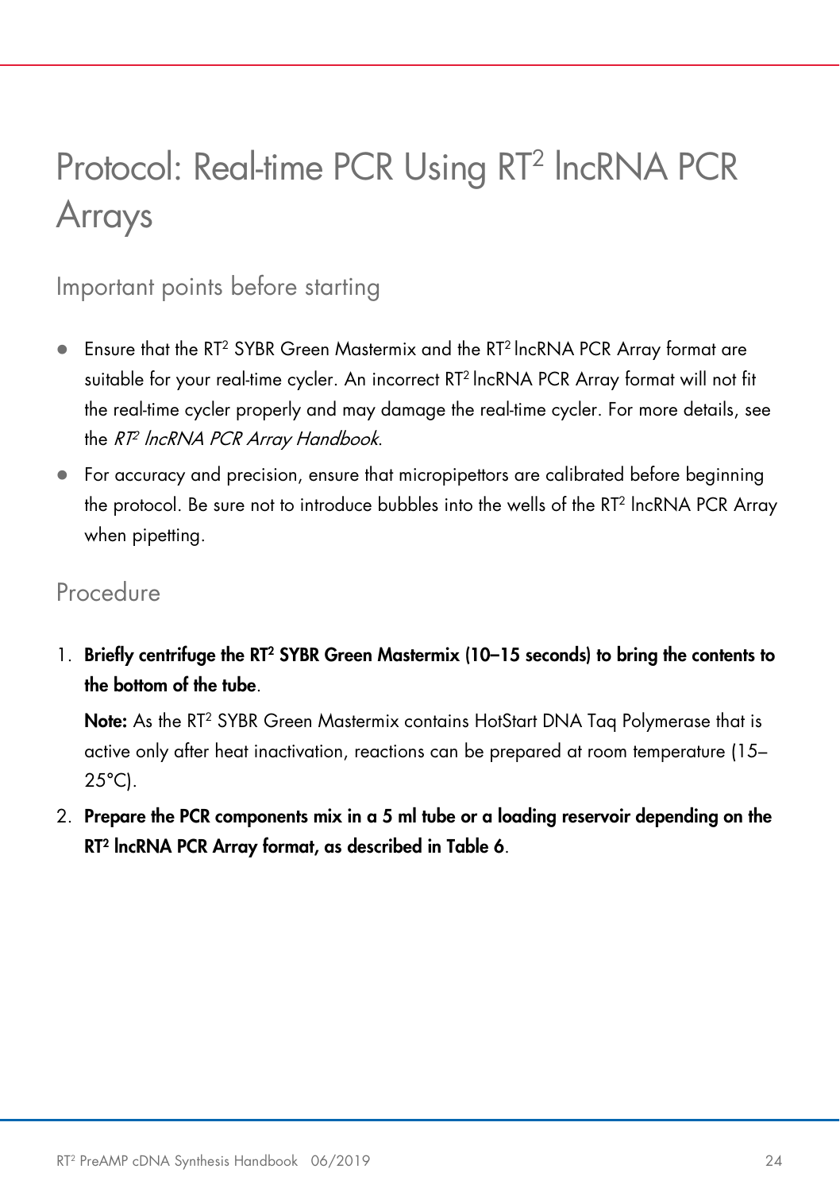# Protocol: Real-time PCR Using RT$^2$ lncRNA PCR Arrays

## Important points before starting

- Ensure that the RT$^2$ SYBR Green Mastermix and the RT$^2$ lncRNA PCR Array format are suitable for your real-time cycler. An incorrect RT$^2$ lncRNA PCR Array format will not fit the real-time cycler properly and may damage the real-time cycler. For more details, see the *RT$^2$ lncRNA PCR Array Handbook*.
- For accuracy and precision, ensure that micropipettors are calibrated before beginning the protocol. Be sure not to introduce bubbles into the wells of the RT$^2$ lncRNA PCR Array when pipetting.

## Procedure

1. **Briefly centrifuge the RT$^2$ SYBR Green Mastermix (10–15 seconds) to bring the contents to the bottom of the tube**.

   **Note:** As the RT$^2$ SYBR Green Mastermix contains HotStart DNA Taq Polymerase that is active only after heat inactivation, reactions can be prepared at room temperature (15–25°C).

2. **Prepare the PCR components mix in a 5 ml tube or a loading reservoir depending on the RT$^2$ lncRNA PCR Array format, as described in Table 6**.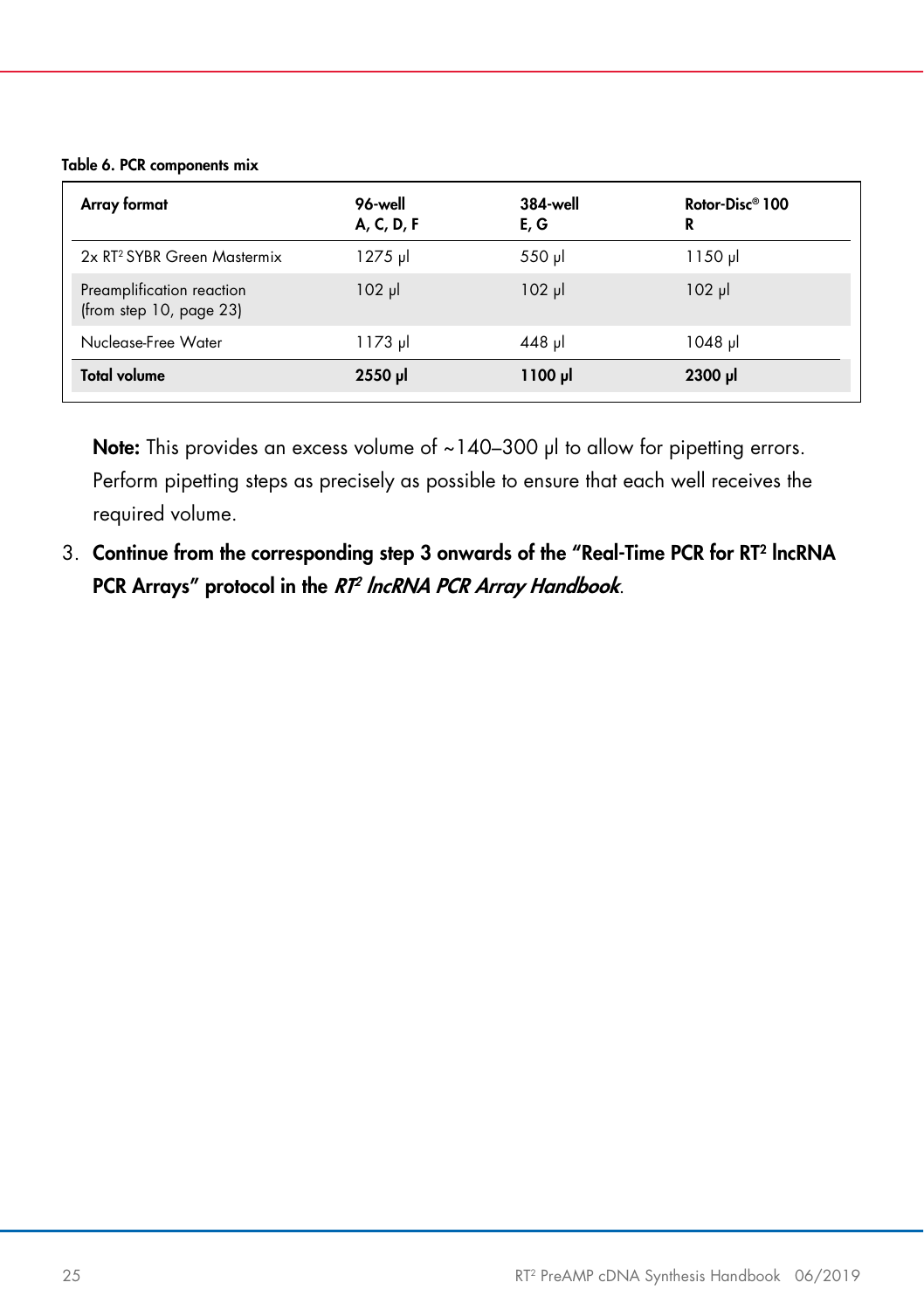**Table 6. PCR components mix**

| Array format | 96-well<br>A, C, D, F | 384-well<br>E, G | Rotor-Disc® 100<br>R |
|---|---|---|---|
| 2x RT² SYBR Green Mastermix | 1275 µl | 550 µl | 1150 µl |
| Preamplification reaction (from step 10, page 23) | 102 µl | 102 µl | 102 µl |
| Nuclease-Free Water | 1173 µl | 448 µl | 1048 µl |
| **Total volume** | **2550 µl** | **1100 µl** | **2300 µl** |

**Note:** This provides an excess volume of ~140–300 µl to allow for pipetting errors. Perform pipetting steps as precisely as possible to ensure that each well receives the required volume.

3. **Continue from the corresponding step 3 onwards of the "Real-Time PCR for RT² lncRNA PCR Arrays" protocol in the *RT² lncRNA PCR Array Handbook*.**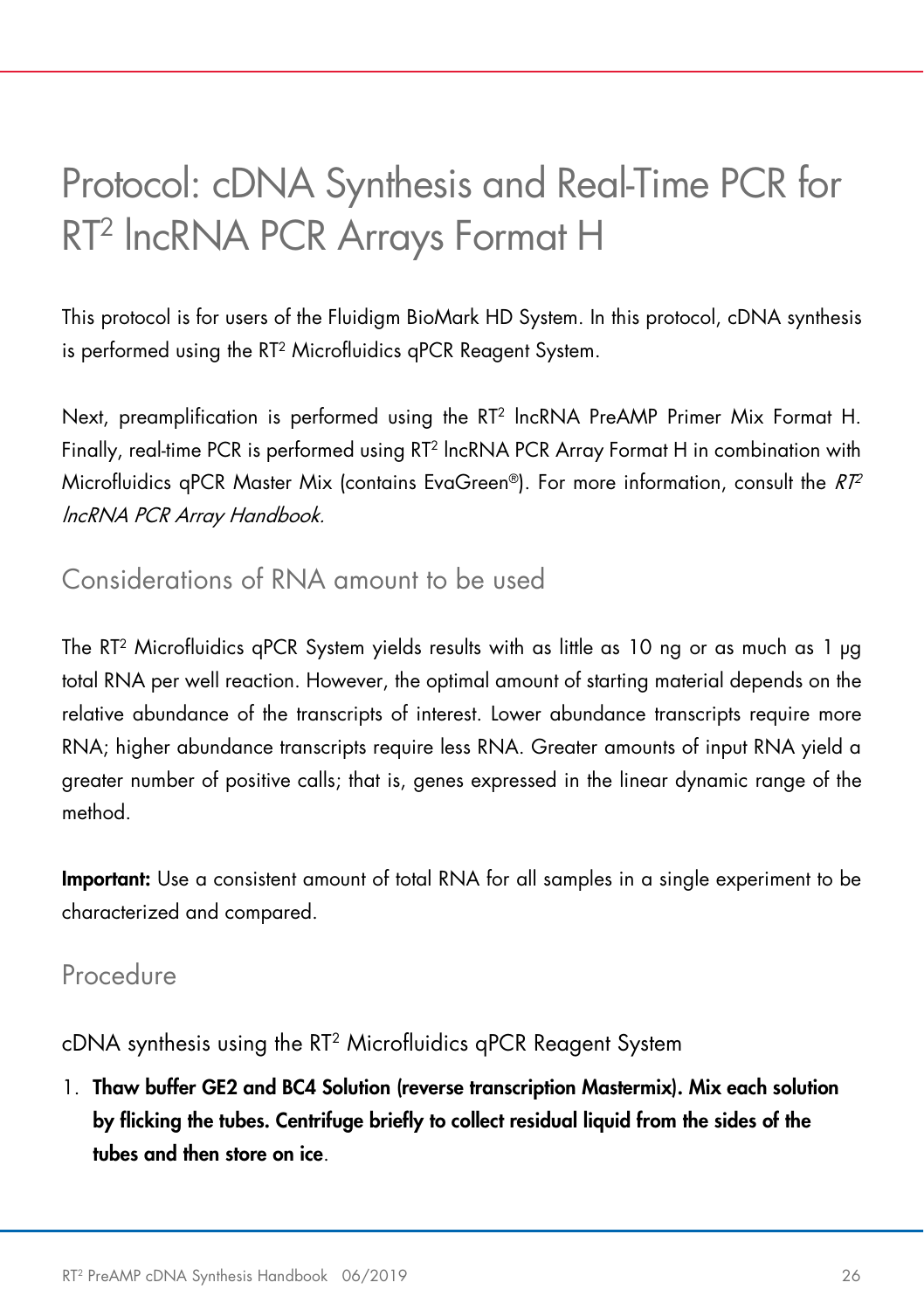# Protocol: cDNA Synthesis and Real-Time PCR for RT² lncRNA PCR Arrays Format H

This protocol is for users of the Fluidigm BioMark HD System. In this protocol, cDNA synthesis is performed using the RT² Microfluidics qPCR Reagent System.

Next, preamplification is performed using the RT² lncRNA PreAMP Primer Mix Format H. Finally, real-time PCR is performed using RT² lncRNA PCR Array Format H in combination with Microfluidics qPCR Master Mix (contains EvaGreen®). For more information, consult the *RT² lncRNA PCR Array Handbook.*

## Considerations of RNA amount to be used

The RT² Microfluidics qPCR System yields results with as little as 10 ng or as much as 1 µg total RNA per well reaction. However, the optimal amount of starting material depends on the relative abundance of the transcripts of interest. Lower abundance transcripts require more RNA; higher abundance transcripts require less RNA. Greater amounts of input RNA yield a greater number of positive calls; that is, genes expressed in the linear dynamic range of the method.

**Important:** Use a consistent amount of total RNA for all samples in a single experiment to be characterized and compared.

## Procedure

### cDNA synthesis using the RT² Microfluidics qPCR Reagent System

1. **Thaw buffer GE2 and BC4 Solution (reverse transcription Mastermix). Mix each solution by flicking the tubes. Centrifuge briefly to collect residual liquid from the sides of the tubes and then store on ice**.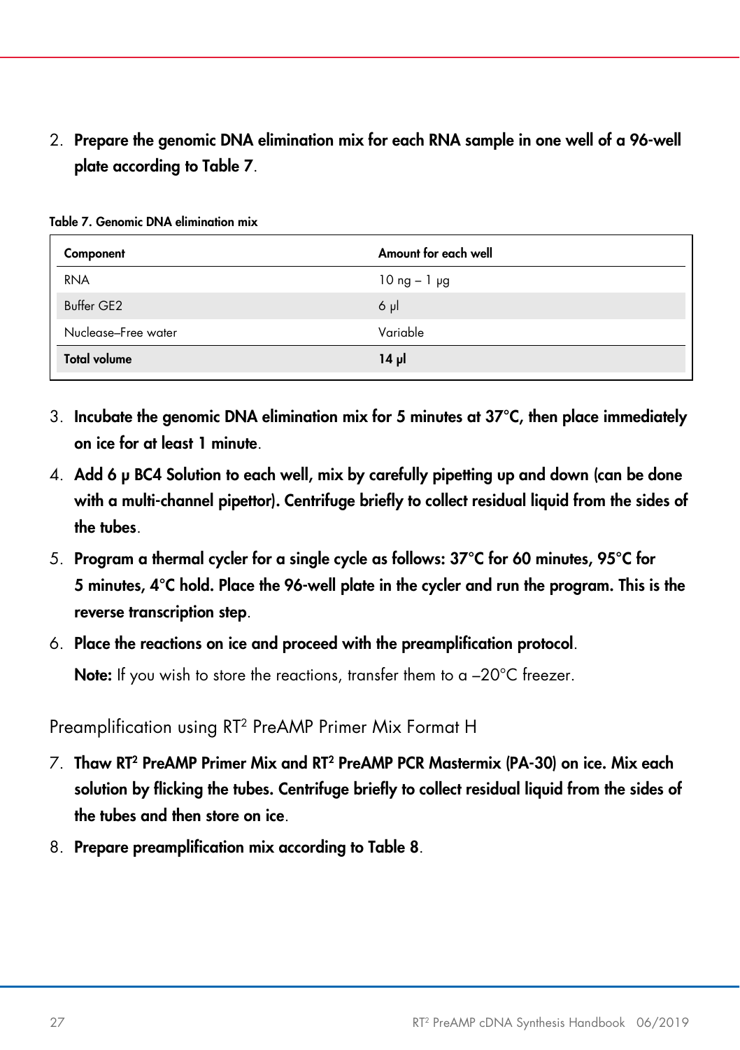2. **Prepare the genomic DNA elimination mix for each RNA sample in one well of a 96-well plate according to Table 7**.

**Table 7. Genomic DNA elimination mix**

| Component | Amount for each well |
|---|---|
| RNA | 10 ng – 1 µg |
| Buffer GE2 | 6 µl |
| Nuclease–Free water | Variable |
| **Total volume** | **14 µl** |

3. **Incubate the genomic DNA elimination mix for 5 minutes at 37°C, then place immediately on ice for at least 1 minute**.
4. **Add 6 µ BC4 Solution to each well, mix by carefully pipetting up and down (can be done with a multi-channel pipettor). Centrifuge briefly to collect residual liquid from the sides of the tubes**.
5. **Program a thermal cycler for a single cycle as follows: 37°C for 60 minutes, 95°C for 5 minutes, 4°C hold. Place the 96-well plate in the cycler and run the program. This is the reverse transcription step**.
6. **Place the reactions on ice and proceed with the preamplification protocol**.

   **Note:** If you wish to store the reactions, transfer them to a –20°C freezer.

## Preamplification using RT² PreAMP Primer Mix Format H

7. **Thaw RT² PreAMP Primer Mix and RT² PreAMP PCR Mastermix (PA-30) on ice. Mix each solution by flicking the tubes. Centrifuge briefly to collect residual liquid from the sides of the tubes and then store on ice**.
8. **Prepare preamplification mix according to Table 8**.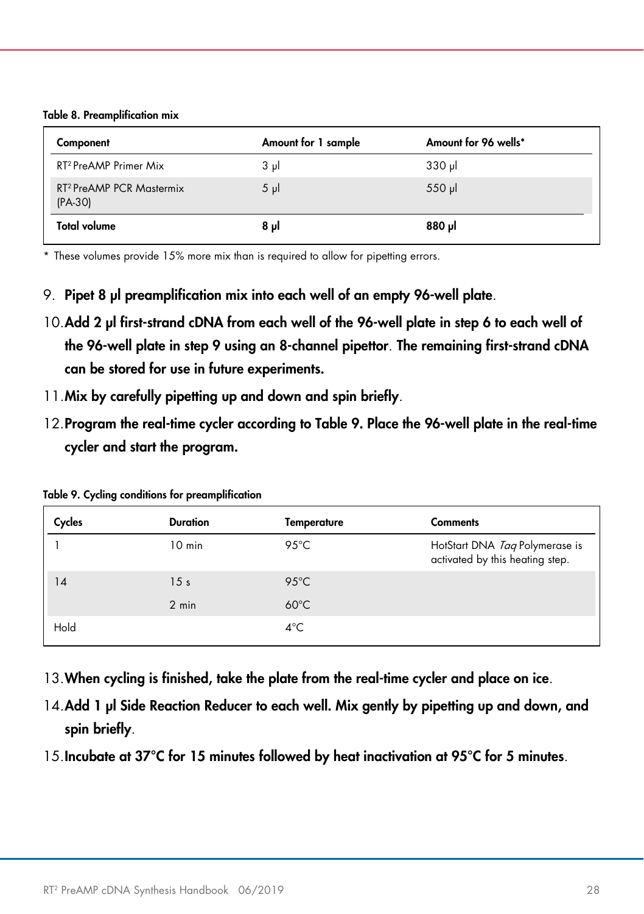**Table 8. Preamplification mix**

| Component | Amount for 1 sample | Amount for 96 wells* |
|---|---|---|
| RT² PreAMP Primer Mix | 3 µl | 330 µl |
| RT² PreAMP PCR Mastermix (PA-30) | 5 µl | 550 µl |
| **Total volume** | **8 µl** | **880 µl** |

\* These volumes provide 15% more mix than is required to allow for pipetting errors.

9. **Pipet 8 µl preamplification mix into each well of an empty 96-well plate**.
10. **Add 2 µl first-strand cDNA from each well of the 96-well plate in step 6 to each well of the 96-well plate in step 9 using an 8-channel pipettor**. **The remaining first-strand cDNA can be stored for use in future experiments.**
11. **Mix by carefully pipetting up and down and spin briefly**.
12. **Program the real-time cycler according to Table 9. Place the 96-well plate in the real-time cycler and start the program.**

**Table 9. Cycling conditions for preamplification**

| Cycles | Duration | Temperature | Comments |
|---|---|---|---|
| 1 | 10 min | 95°C | HotStart DNA *Taq* Polymerase is activated by this heating step. |
| 14 | 15 s | 95°C | |
| | 2 min | 60°C | |
| Hold | | 4°C | |

13. **When cycling is finished, take the plate from the real-time cycler and place on ice**.
14. **Add 1 µl Side Reaction Reducer to each well. Mix gently by pipetting up and down, and spin briefly**.
15. **Incubate at 37°C for 15 minutes followed by heat inactivation at 95°C for 5 minutes**.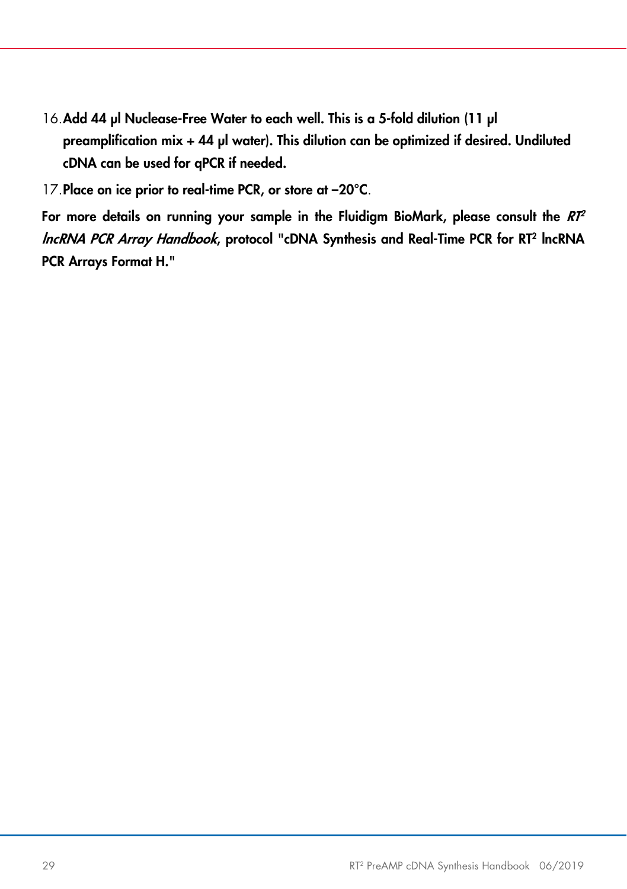16. **Add 44 µl Nuclease-Free Water to each well. This is a 5-fold dilution (11 µl preamplification mix + 44 µl water). This dilution can be optimized if desired. Undiluted cDNA can be used for qPCR if needed.**
17. **Place on ice prior to real-time PCR, or store at –20°C**.

**For more details on running your sample in the Fluidigm BioMark, please consult the *RT² lncRNA PCR Array Handbook*, protocol "cDNA Synthesis and Real-Time PCR for RT² lncRNA PCR Arrays Format H."**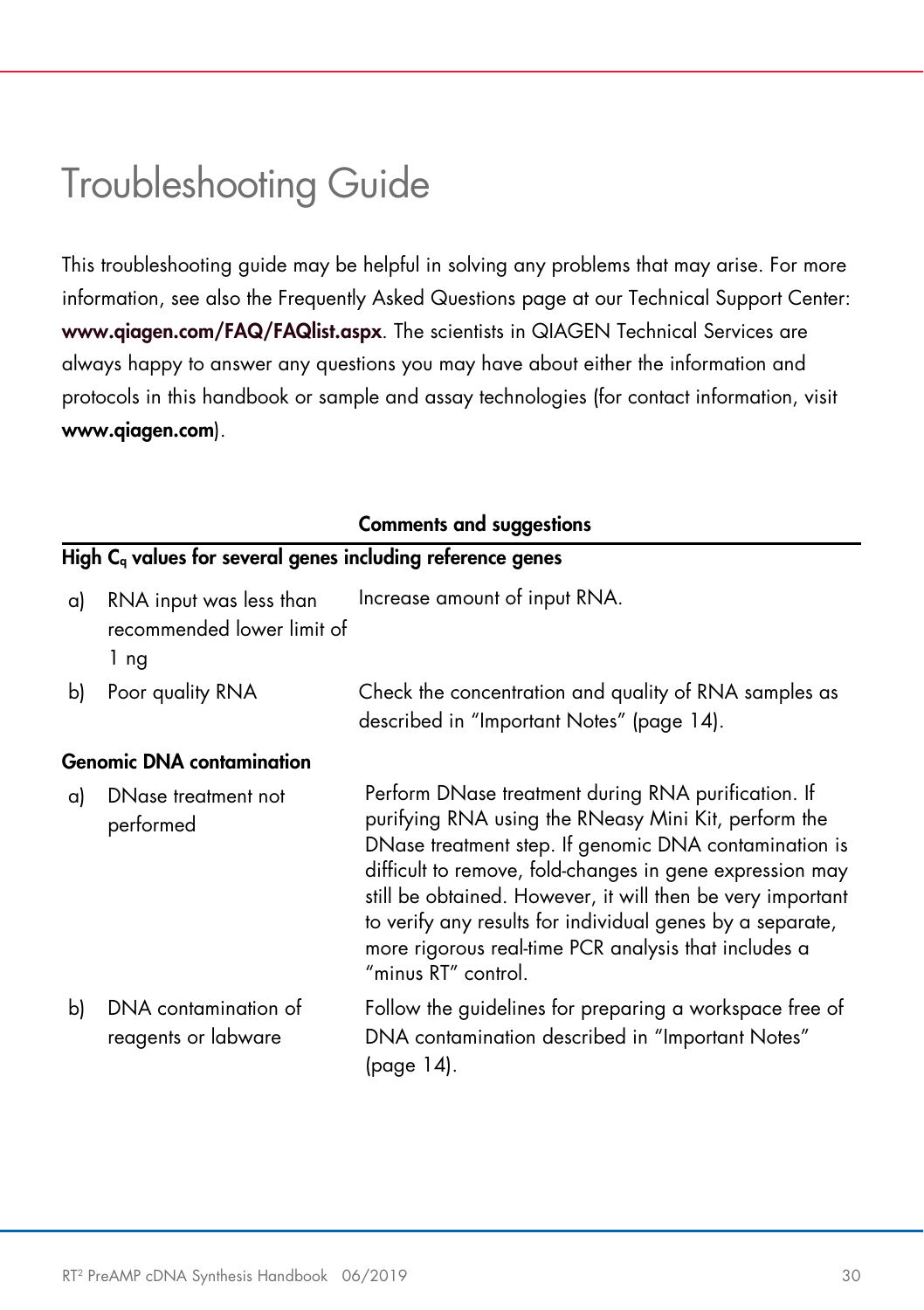# Troubleshooting Guide

This troubleshooting guide may be helpful in solving any problems that may arise. For more information, see also the Frequently Asked Questions page at our Technical Support Center: **www.qiagen.com/FAQ/FAQlist.aspx**. The scientists in QIAGEN Technical Services are always happy to answer any questions you may have about either the information and protocols in this handbook or sample and assay technologies (for contact information, visit **www.qiagen.com**).

| | **Comments and suggestions** |
|---|---|
| **High $C_q$ values for several genes including reference genes** | |
| a) RNA input was less than recommended lower limit of 1 ng | Increase amount of input RNA. |
| b) Poor quality RNA | Check the concentration and quality of RNA samples as described in "Important Notes" (page 14). |
| **Genomic DNA contamination** | |
| a) DNase treatment not performed | Perform DNase treatment during RNA purification. If purifying RNA using the RNeasy Mini Kit, perform the DNase treatment step. If genomic DNA contamination is difficult to remove, fold-changes in gene expression may still be obtained. However, it will then be very important to verify any results for individual genes by a separate, more rigorous real-time PCR analysis that includes a "minus RT" control. |
| b) DNA contamination of reagents or labware | Follow the guidelines for preparing a workspace free of DNA contamination described in "Important Notes" (page 14). |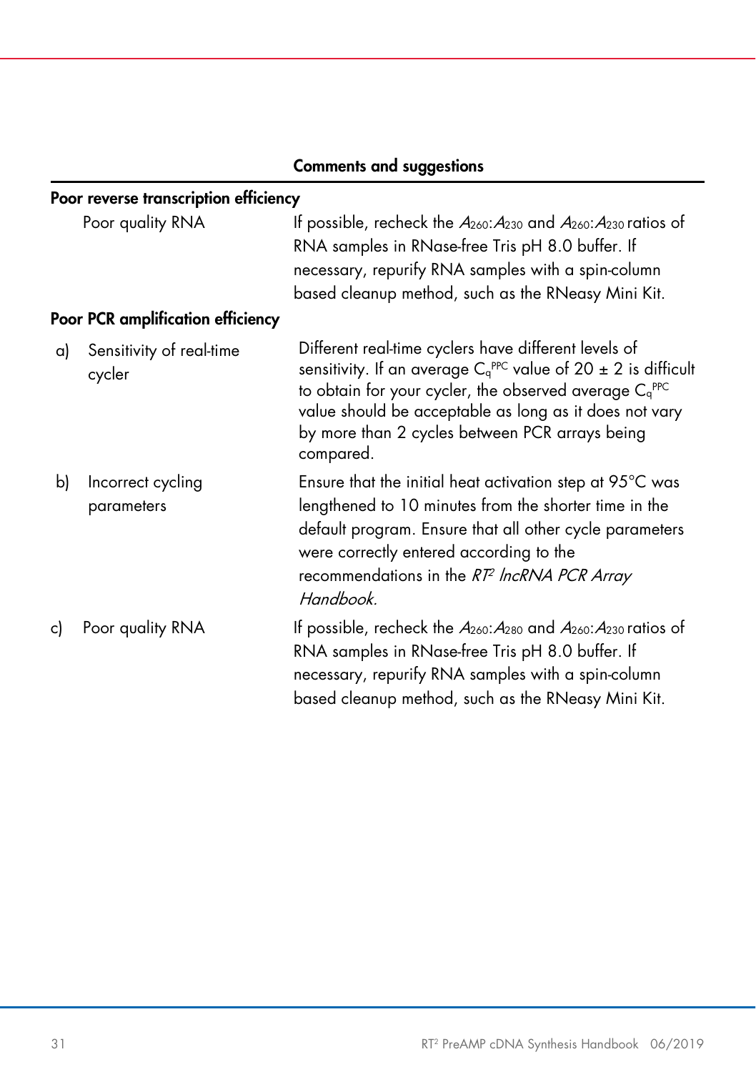| | Comments and suggestions |
|---|---|
| **Poor reverse transcription efficiency** | |
| Poor quality RNA | If possible, recheck the $A_{260}$:$A_{230}$ and $A_{260}$:$A_{230}$ ratios of RNA samples in RNase-free Tris pH 8.0 buffer. If necessary, repurify RNA samples with a spin-column based cleanup method, such as the RNeasy Mini Kit. |
| **Poor PCR amplification efficiency** | |
| a) Sensitivity of real-time cycler | Different real-time cyclers have different levels of sensitivity. If an average $C_q^{PPC}$ value of 20 ± 2 is difficult to obtain for your cycler, the observed average $C_q^{PPC}$ value should be acceptable as long as it does not vary by more than 2 cycles between PCR arrays being compared. |
| b) Incorrect cycling parameters | Ensure that the initial heat activation step at 95°C was lengthened to 10 minutes from the shorter time in the default program. Ensure that all other cycle parameters were correctly entered according to the recommendations in the *RT² lncRNA PCR Array Handbook*. |
| c) Poor quality RNA | If possible, recheck the $A_{260}$:$A_{280}$ and $A_{260}$:$A_{230}$ ratios of RNA samples in RNase-free Tris pH 8.0 buffer. If necessary, repurify RNA samples with a spin-column based cleanup method, such as the RNeasy Mini Kit. |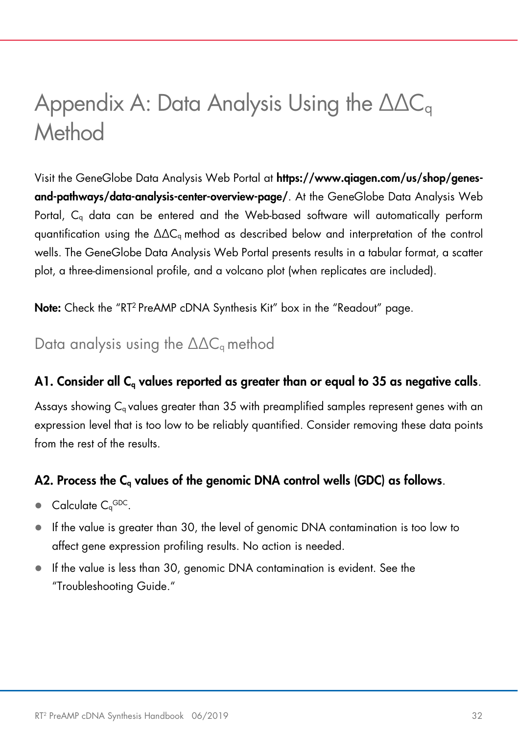# Appendix A: Data Analysis Using the $\Delta\Delta C_q$ Method

Visit the GeneGlobe Data Analysis Web Portal at **https://www.qiagen.com/us/shop/genes-and-pathways/data-analysis-center-overview-page/**. At the GeneGlobe Data Analysis Web Portal, $C_q$ data can be entered and the Web-based software will automatically perform quantification using the $\Delta\Delta C_q$ method as described below and interpretation of the control wells. The GeneGlobe Data Analysis Web Portal presents results in a tabular format, a scatter plot, a three-dimensional profile, and a volcano plot (when replicates are included).

**Note:** Check the "$RT^2$ PreAMP cDNA Synthesis Kit" box in the "Readout" page.

## Data analysis using the $\Delta\Delta C_q$ method

### A1. Consider all $C_q$ values reported as greater than or equal to 35 as negative calls.

Assays showing $C_q$ values greater than 35 with preamplified samples represent genes with an expression level that is too low to be reliably quantified. Consider removing these data points from the rest of the results.

### A2. Process the $C_q$ values of the genomic DNA control wells (GDC) as follows.

- Calculate $C_q^{GDC}$.
- If the value is greater than 30, the level of genomic DNA contamination is too low to affect gene expression profiling results. No action is needed.
- If the value is less than 30, genomic DNA contamination is evident. See the "Troubleshooting Guide."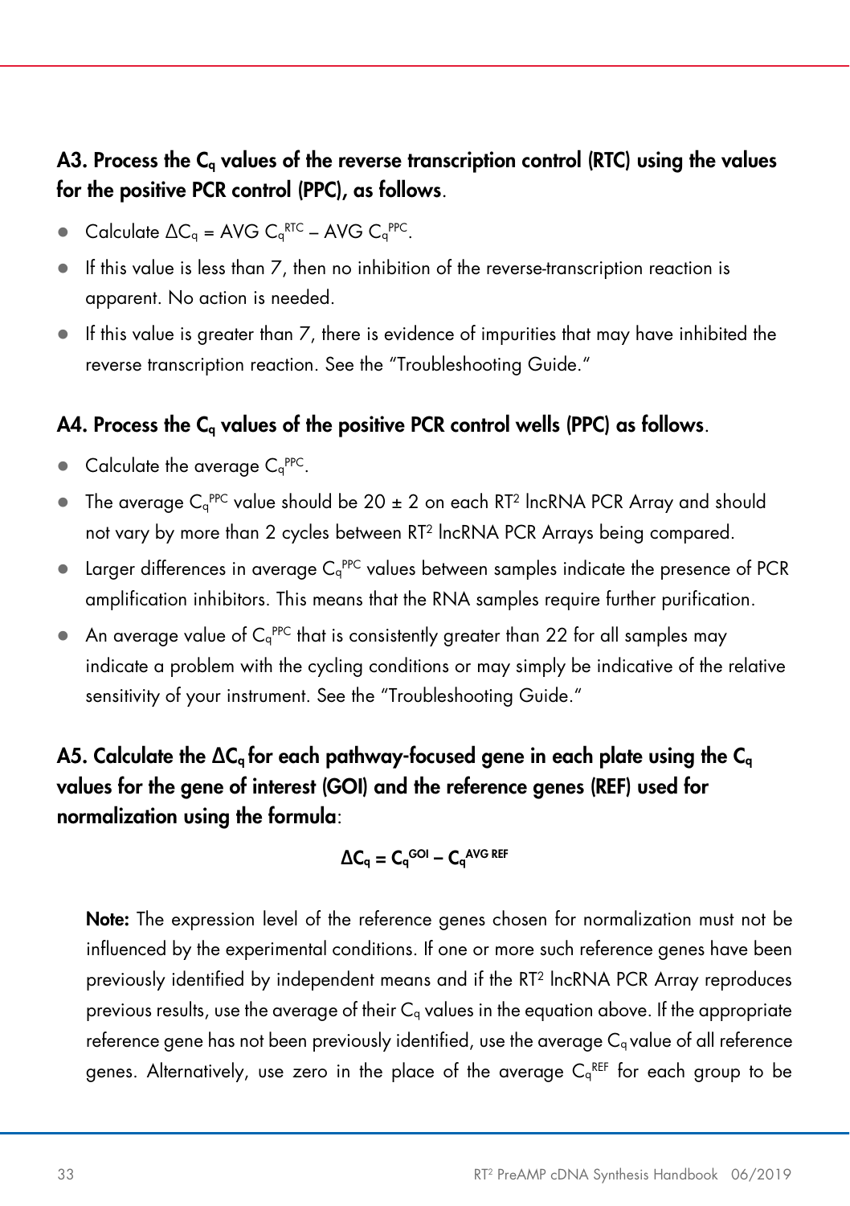### A3. Process the $C_q$ values of the reverse transcription control (RTC) using the values for the positive PCR control (PPC), as follows.

- Calculate $\Delta C_q = \text{AVG } C_q^{RTC} - \text{AVG } C_q^{PPC}$.
- If this value is less than 7, then no inhibition of the reverse-transcription reaction is apparent. No action is needed.
- If this value is greater than 7, there is evidence of impurities that may have inhibited the reverse transcription reaction. See the "Troubleshooting Guide."

### A4. Process the $C_q$ values of the positive PCR control wells (PPC) as follows.

- Calculate the average $C_q^{PPC}$.
- The average $C_q^{PPC}$ value should be 20 ± 2 on each RT² lncRNA PCR Array and should not vary by more than 2 cycles between RT² lncRNA PCR Arrays being compared.
- Larger differences in average $C_q^{PPC}$ values between samples indicate the presence of PCR amplification inhibitors. This means that the RNA samples require further purification.
- An average value of $C_q^{PPC}$ that is consistently greater than 22 for all samples may indicate a problem with the cycling conditions or may simply be indicative of the relative sensitivity of your instrument. See the "Troubleshooting Guide."

### A5. Calculate the $\Delta C_q$ for each pathway-focused gene in each plate using the $C_q$ values for the gene of interest (GOI) and the reference genes (REF) used for normalization using the formula:

$$\Delta C_q = C_q^{GOI} - C_q^{AVG\ REF}$$

**Note:** The expression level of the reference genes chosen for normalization must not be influenced by the experimental conditions. If one or more such reference genes have been previously identified by independent means and if the RT² lncRNA PCR Array reproduces previous results, use the average of their $C_q$ values in the equation above. If the appropriate reference gene has not been previously identified, use the average $C_q$ value of all reference genes. Alternatively, use zero in the place of the average $C_q^{REF}$ for each group to be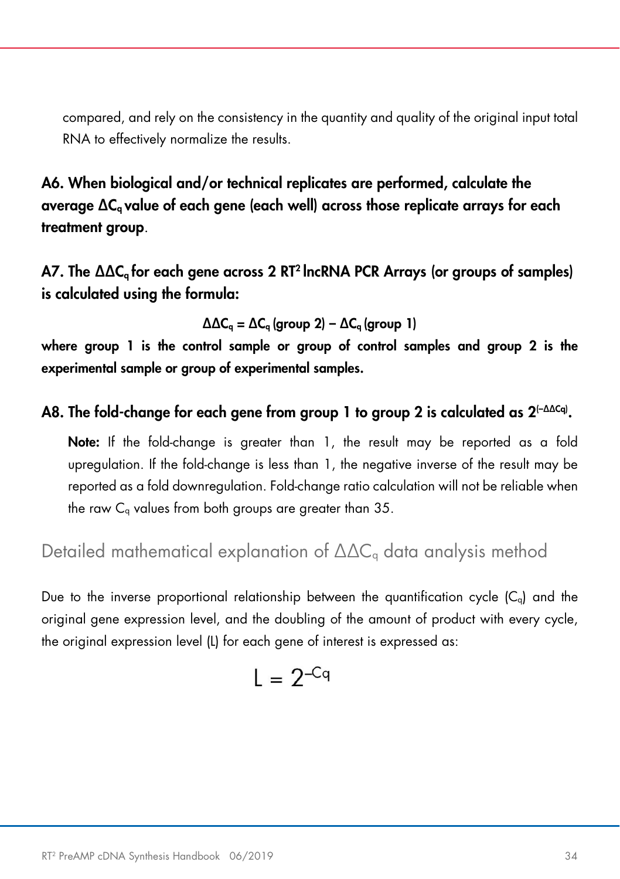compared, and rely on the consistency in the quantity and quality of the original input total RNA to effectively normalize the results.

**A6. When biological and/or technical replicates are performed, calculate the average $\Delta C_q$ value of each gene (each well) across those replicate arrays for each treatment group**.

**A7. The $\Delta\Delta C_q$ for each gene across 2 RT[2] lncRNA PCR Arrays (or groups of samples) is calculated using the formula:**

$$\Delta\Delta C_q = \Delta C_q\,(\text{group 2}) - \Delta C_q\,(\text{group 1})$$

**where group 1 is the control sample or group of control samples and group 2 is the experimental sample or group of experimental samples.**

**A8. The fold-change for each gene from group 1 to group 2 is calculated as $2^{(-\Delta\Delta Cq)}$.**

**Note:** If the fold-change is greater than 1, the result may be reported as a fold upregulation. If the fold-change is less than 1, the negative inverse of the result may be reported as a fold downregulation. Fold-change ratio calculation will not be reliable when the raw $C_q$ values from both groups are greater than 35.

## Detailed mathematical explanation of $\Delta\Delta C_q$ data analysis method

Due to the inverse proportional relationship between the quantification cycle ($C_q$) and the original gene expression level, and the doubling of the amount of product with every cycle, the original expression level (L) for each gene of interest is expressed as:

$$L = 2^{-Cq}$$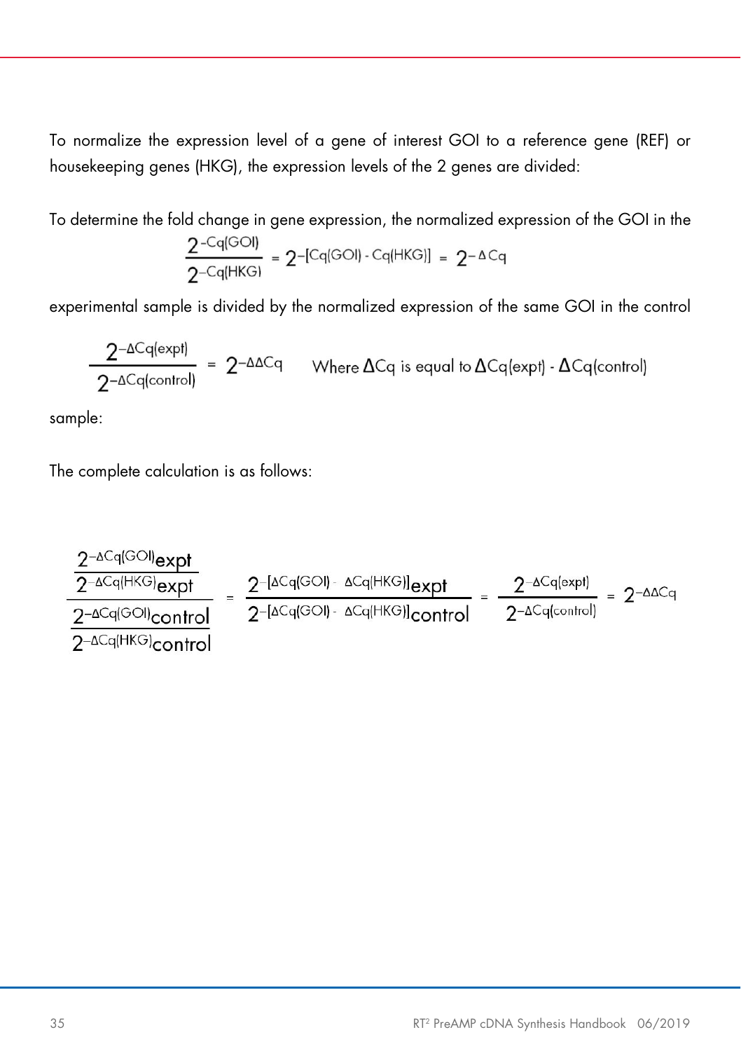To normalize the expression level of a gene of interest GOI to a reference gene (REF) or housekeeping genes (HKG), the expression levels of the 2 genes are divided:

To determine the fold change in gene expression, the normalized expression of the GOI in the

$$\frac{2^{-Cq(GOI)}}{2^{-Cq(HKG)}} = 2^{-[Cq(GOI) - Cq(HKG)]} = 2^{-\Delta Cq}$$

experimental sample is divided by the normalized expression of the same GOI in the control

$$\frac{2^{-\Delta Cq(expt)}}{2^{-\Delta Cq(control)}} = 2^{-\Delta\Delta Cq} \qquad \text{Where } \Delta Cq \text{ is equal to } \Delta Cq(expt) - \Delta Cq(control)$$

sample:

The complete calculation is as follows:

$$\frac{\dfrac{2^{-\Delta Cq(GOI)}\text{expt}}{2^{-\Delta Cq(HKG)}\text{expt}}}{\dfrac{2^{-\Delta Cq(GOI)}\text{control}}{2^{-\Delta Cq(HKG)}\text{control}}} = \frac{2^{-[\Delta Cq(GOI) - \Delta Cq(HKG)]}\text{expt}}{2^{-[\Delta Cq(GOI) - \Delta Cq(HKG)]}\text{control}} = \frac{2^{-\Delta Cq(expt)}}{2^{-\Delta Cq(control)}} = 2^{-\Delta\Delta Cq}$$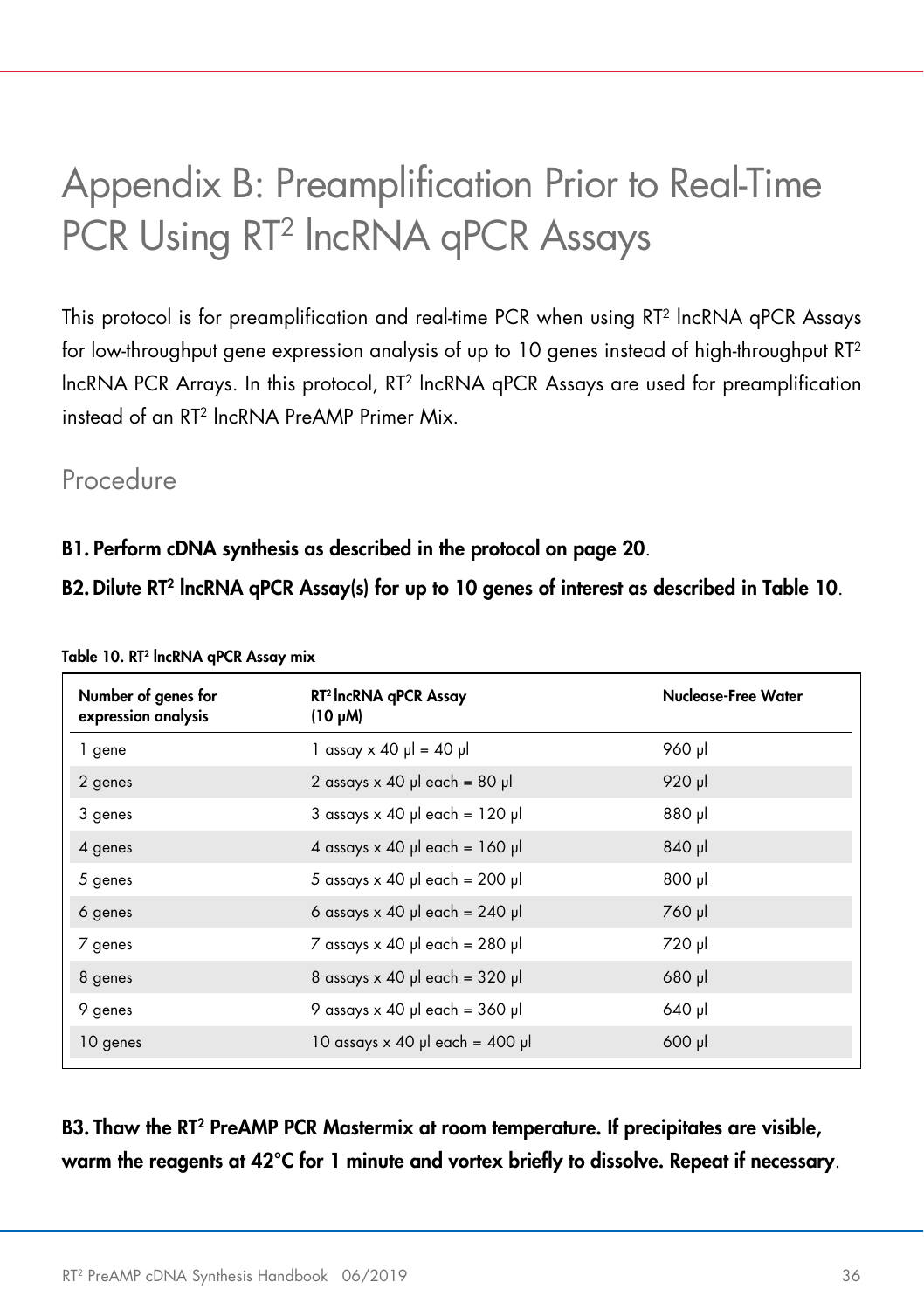# Appendix B: Preamplification Prior to Real-Time PCR Using RT² lncRNA qPCR Assays

This protocol is for preamplification and real-time PCR when using RT² lncRNA qPCR Assays for low-throughput gene expression analysis of up to 10 genes instead of high-throughput RT² lncRNA PCR Arrays. In this protocol, RT² lncRNA qPCR Assays are used for preamplification instead of an RT² lncRNA PreAMP Primer Mix.

## Procedure

**B1. Perform cDNA synthesis as described in the protocol on page 20**.

**B2. Dilute RT² lncRNA qPCR Assay(s) for up to 10 genes of interest as described in Table 10**.

**Table 10. RT² lncRNA qPCR Assay mix**

| Number of genes for expression analysis | RT² lncRNA qPCR Assay (10 µM) | Nuclease-Free Water |
|---|---|---|
| 1 gene | 1 assay x 40 µl = 40 µl | 960 µl |
| 2 genes | 2 assays x 40 µl each = 80 µl | 920 µl |
| 3 genes | 3 assays x 40 µl each = 120 µl | 880 µl |
| 4 genes | 4 assays x 40 µl each = 160 µl | 840 µl |
| 5 genes | 5 assays x 40 µl each = 200 µl | 800 µl |
| 6 genes | 6 assays x 40 µl each = 240 µl | 760 µl |
| 7 genes | 7 assays x 40 µl each = 280 µl | 720 µl |
| 8 genes | 8 assays x 40 µl each = 320 µl | 680 µl |
| 9 genes | 9 assays x 40 µl each = 360 µl | 640 µl |
| 10 genes | 10 assays x 40 µl each = 400 µl | 600 µl |

**B3. Thaw the RT² PreAMP PCR Mastermix at room temperature. If precipitates are visible, warm the reagents at 42°C for 1 minute and vortex briefly to dissolve. Repeat if necessary**.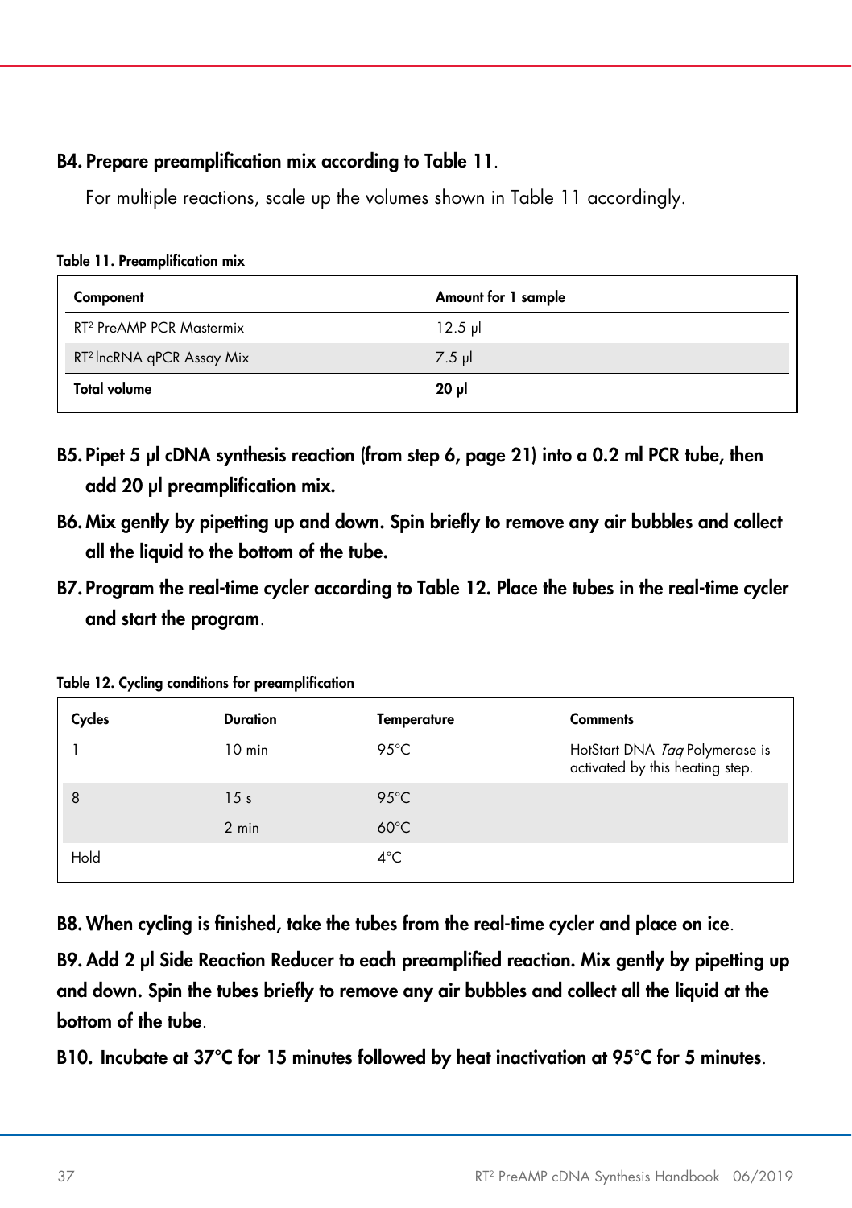**B4. Prepare preamplification mix according to Table 11.**

For multiple reactions, scale up the volumes shown in Table 11 accordingly.

**Table 11. Preamplification mix**

| Component | Amount for 1 sample |
|---|---|
| RT[2] PreAMP PCR Mastermix | 12.5 µl |
| RT[2] lncRNA qPCR Assay Mix | 7.5 µl |
| **Total volume** | **20 µl** |

**B5. Pipet 5 µl cDNA synthesis reaction (from step 6, page 21) into a 0.2 ml PCR tube, then add 20 µl preamplification mix.**

**B6. Mix gently by pipetting up and down. Spin briefly to remove any air bubbles and collect all the liquid to the bottom of the tube.**

**B7. Program the real-time cycler according to Table 12. Place the tubes in the real-time cycler and start the program.**

**Table 12. Cycling conditions for preamplification**

| Cycles | Duration | Temperature | Comments |
|---|---|---|---|
| 1 | 10 min | 95°C | HotStart DNA *Taq* Polymerase is activated by this heating step. |
| 8 | 15 s | 95°C | |
| | 2 min | 60°C | |
| Hold | | 4°C | |

**B8. When cycling is finished, take the tubes from the real-time cycler and place on ice.**

**B9. Add 2 µl Side Reaction Reducer to each preamplified reaction. Mix gently by pipetting up and down. Spin the tubes briefly to remove any air bubbles and collect all the liquid at the bottom of the tube.**

**B10. Incubate at 37°C for 15 minutes followed by heat inactivation at 95°C for 5 minutes.**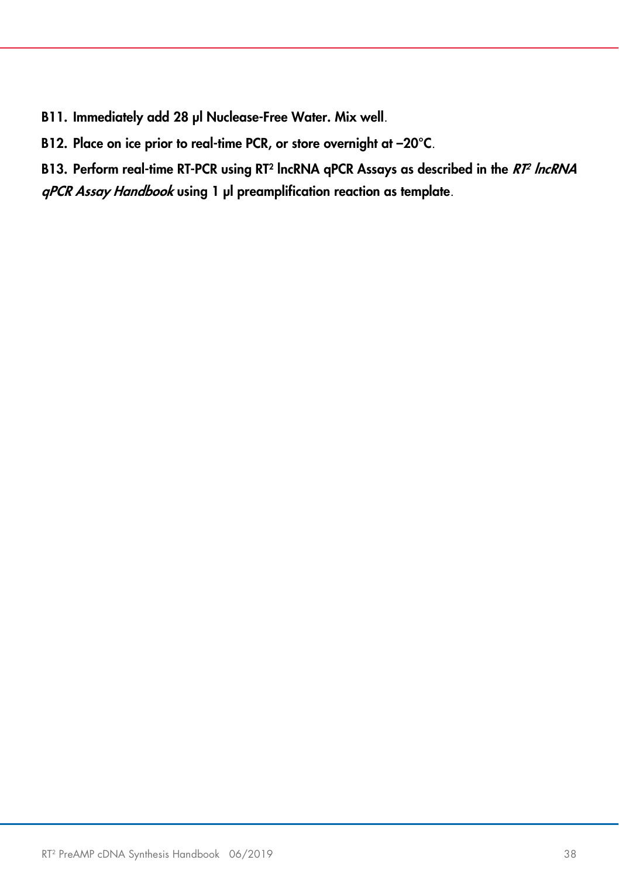**B11. Immediately add 28 µl Nuclease-Free Water. Mix well.**

**B12. Place on ice prior to real-time PCR, or store overnight at –20°C.**

**B13. Perform real-time RT-PCR using RT² lncRNA qPCR Assays as described in the *RT² lncRNA qPCR Assay Handbook* using 1 µl preamplification reaction as template.**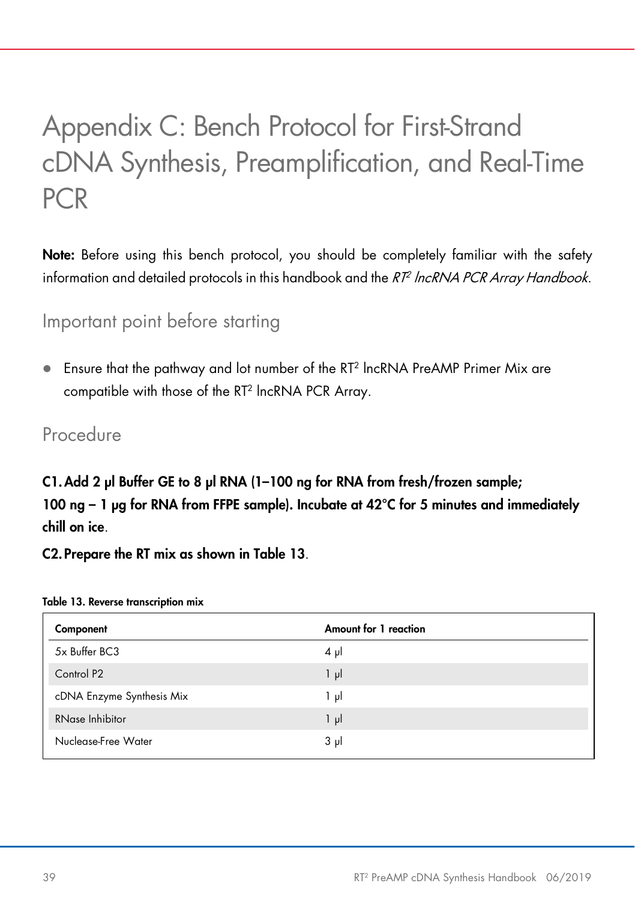# Appendix C: Bench Protocol for First-Strand cDNA Synthesis, Preamplification, and Real-Time PCR

**Note:** Before using this bench protocol, you should be completely familiar with the safety information and detailed protocols in this handbook and the *RT² lncRNA PCR Array Handbook*.

## Important point before starting

- Ensure that the pathway and lot number of the RT² lncRNA PreAMP Primer Mix are compatible with those of the RT² lncRNA PCR Array.

## Procedure

**C1. Add 2 µl Buffer GE to 8 µl RNA (1–100 ng for RNA from fresh/frozen sample; 100 ng – 1 µg for RNA from FFPE sample). Incubate at 42°C for 5 minutes and immediately chill on ice**.

**C2. Prepare the RT mix as shown in Table 13**.

**Table 13. Reverse transcription mix**

| Component | Amount for 1 reaction |
|---|---|
| 5x Buffer BC3 | 4 µl |
| Control P2 | 1 µl |
| cDNA Enzyme Synthesis Mix | 1 µl |
| RNase Inhibitor | 1 µl |
| Nuclease-Free Water | 3 µl |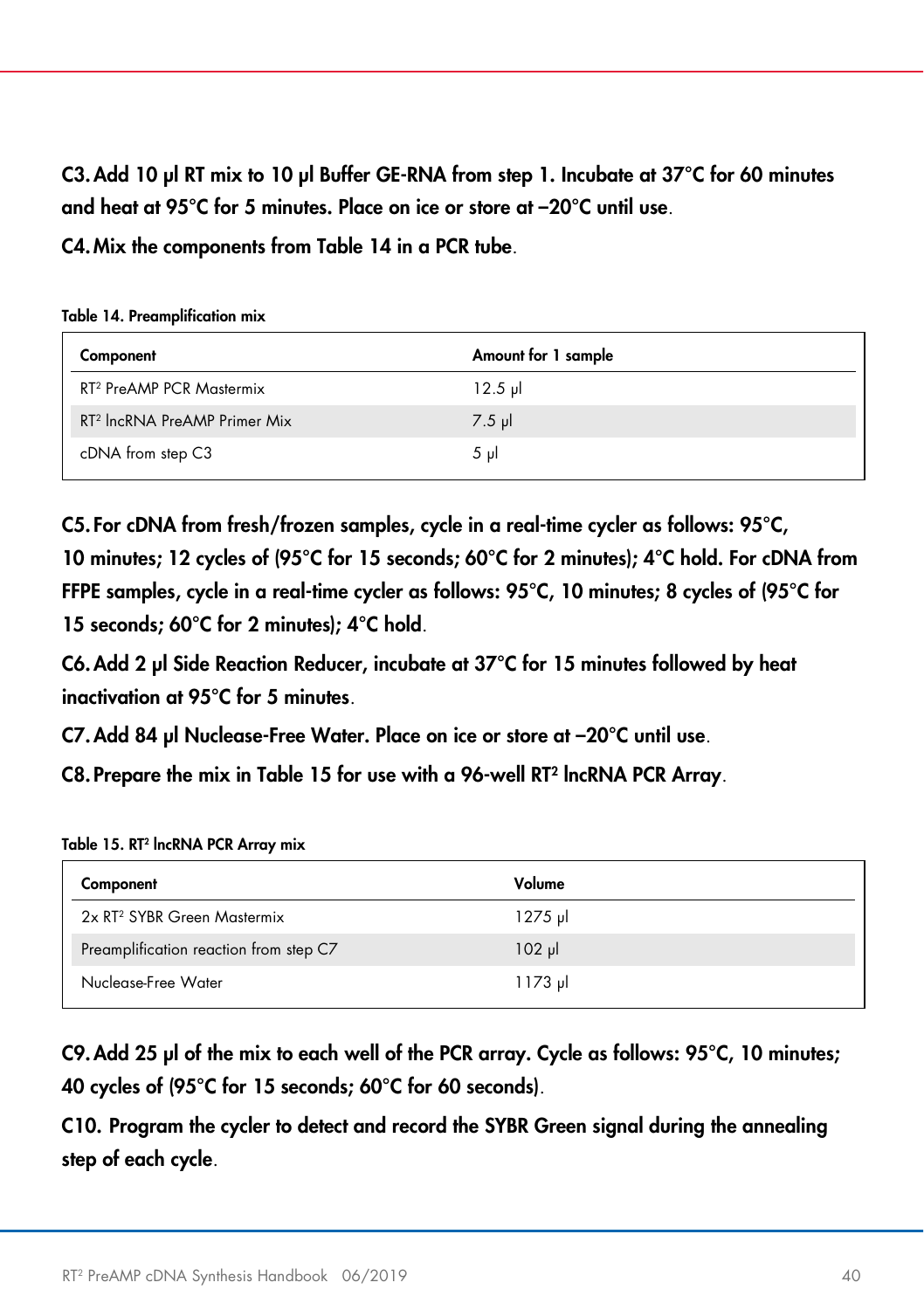**C3. Add 10 µl RT mix to 10 µl Buffer GE-RNA from step 1. Incubate at 37°C for 60 minutes and heat at 95°C for 5 minutes. Place on ice or store at –20°C until use.**

**C4. Mix the components from Table 14 in a PCR tube.**

**Table 14. Preamplification mix**

| Component | Amount for 1 sample |
|---|---|
| RT² PreAMP PCR Mastermix | 12.5 µl |
| RT² lncRNA PreAMP Primer Mix | 7.5 µl |
| cDNA from step C3 | 5 µl |

**C5. For cDNA from fresh/frozen samples, cycle in a real-time cycler as follows: 95°C, 10 minutes; 12 cycles of (95°C for 15 seconds; 60°C for 2 minutes); 4°C hold. For cDNA from FFPE samples, cycle in a real-time cycler as follows: 95°C, 10 minutes; 8 cycles of (95°C for 15 seconds; 60°C for 2 minutes); 4°C hold.**

**C6. Add 2 µl Side Reaction Reducer, incubate at 37°C for 15 minutes followed by heat inactivation at 95°C for 5 minutes.**

**C7. Add 84 µl Nuclease-Free Water. Place on ice or store at –20°C until use.**

**C8. Prepare the mix in Table 15 for use with a 96-well RT² lncRNA PCR Array.**

**Table 15. RT² lncRNA PCR Array mix**

| Component | Volume |
|---|---|
| 2x RT² SYBR Green Mastermix | 1275 µl |
| Preamplification reaction from step C7 | 102 µl |
| Nuclease-Free Water | 1173 µl |

**C9. Add 25 µl of the mix to each well of the PCR array. Cycle as follows: 95°C, 10 minutes; 40 cycles of (95°C for 15 seconds; 60°C for 60 seconds).**

**C10. Program the cycler to detect and record the SYBR Green signal during the annealing step of each cycle.**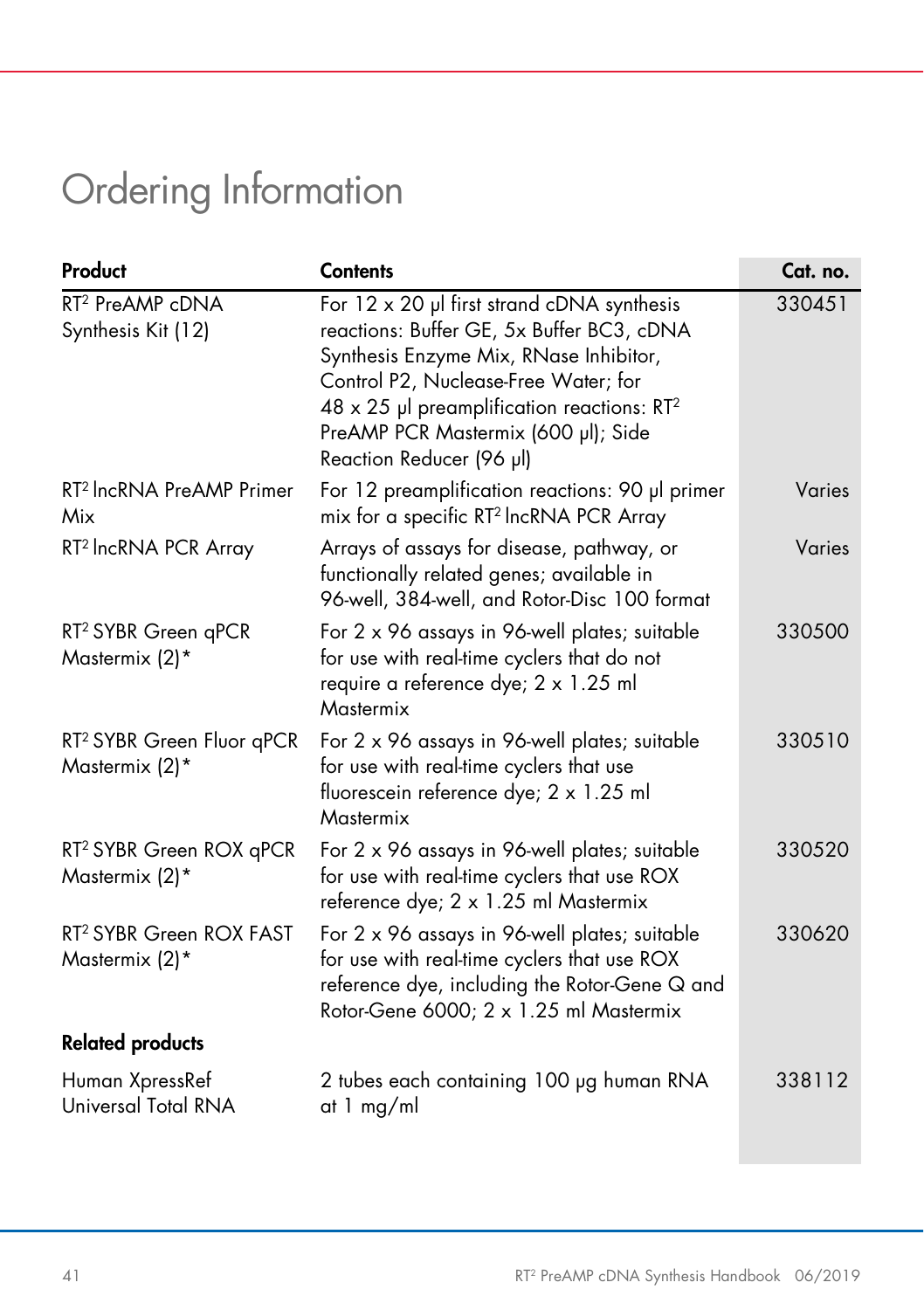# Ordering Information

| Product | Contents | Cat. no. |
|---|---|---|
| RT² PreAMP cDNA Synthesis Kit (12) | For 12 x 20 µl first strand cDNA synthesis reactions: Buffer GE, 5x Buffer BC3, cDNA Synthesis Enzyme Mix, RNase Inhibitor, Control P2, Nuclease-Free Water; for 48 x 25 µl preamplification reactions: RT² PreAMP PCR Mastermix (600 µl); Side Reaction Reducer (96 µl) | 330451 |
| RT² lncRNA PreAMP Primer Mix | For 12 preamplification reactions: 90 µl primer mix for a specific RT² lncRNA PCR Array | Varies |
| RT² lncRNA PCR Array | Arrays of assays for disease, pathway, or functionally related genes; available in 96-well, 384-well, and Rotor-Disc 100 format | Varies |
| RT² SYBR Green qPCR Mastermix (2)* | For 2 x 96 assays in 96-well plates; suitable for use with real-time cyclers that do not require a reference dye; 2 x 1.25 ml Mastermix | 330500 |
| RT² SYBR Green Fluor qPCR Mastermix (2)* | For 2 x 96 assays in 96-well plates; suitable for use with real-time cyclers that use fluorescein reference dye; 2 x 1.25 ml Mastermix | 330510 |
| RT² SYBR Green ROX qPCR Mastermix (2)* | For 2 x 96 assays in 96-well plates; suitable for use with real-time cyclers that use ROX reference dye; 2 x 1.25 ml Mastermix | 330520 |
| RT² SYBR Green ROX FAST Mastermix (2)* | For 2 x 96 assays in 96-well plates; suitable for use with real-time cyclers that use ROX reference dye, including the Rotor-Gene Q and Rotor-Gene 6000; 2 x 1.25 ml Mastermix | 330620 |
| **Related products** | | |
| Human XpressRef Universal Total RNA | 2 tubes each containing 100 µg human RNA at 1 mg/ml | 338112 |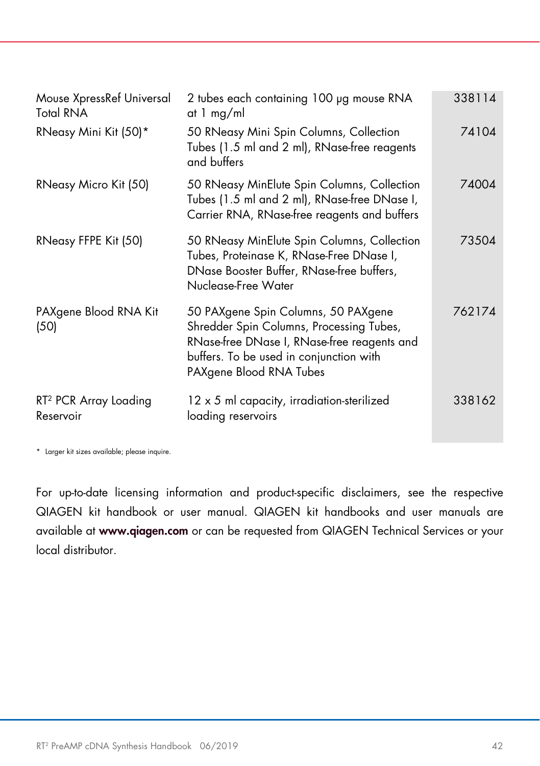| | | |
|---|---|---|
| Mouse XpressRef Universal Total RNA | 2 tubes each containing 100 µg mouse RNA at 1 mg/ml | 338114 |
| RNeasy Mini Kit (50)* | 50 RNeasy Mini Spin Columns, Collection Tubes (1.5 ml and 2 ml), RNase-free reagents and buffers | 74104 |
| RNeasy Micro Kit (50) | 50 RNeasy MinElute Spin Columns, Collection Tubes (1.5 ml and 2 ml), RNase-free DNase I, Carrier RNA, RNase-free reagents and buffers | 74004 |
| RNeasy FFPE Kit (50) | 50 RNeasy MinElute Spin Columns, Collection Tubes, Proteinase K, RNase-Free DNase I, DNase Booster Buffer, RNase-free buffers, Nuclease-Free Water | 73504 |
| PAXgene Blood RNA Kit (50) | 50 PAXgene Spin Columns, 50 PAXgene Shredder Spin Columns, Processing Tubes, RNase-free DNase I, RNase-free reagents and buffers. To be used in conjunction with PAXgene Blood RNA Tubes | 762174 |
| RT² PCR Array Loading Reservoir | 12 x 5 ml capacity, irradiation-sterilized loading reservoirs | 338162 |

\* Larger kit sizes available; please inquire.

For up-to-date licensing information and product-specific disclaimers, see the respective QIAGEN kit handbook or user manual. QIAGEN kit handbooks and user manuals are available at **www.qiagen.com** or can be requested from QIAGEN Technical Services or your local distributor.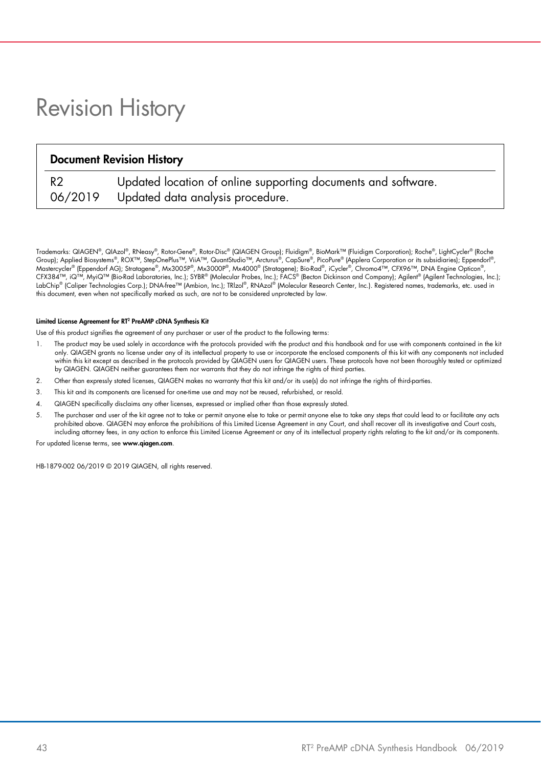# Revision History

| Document Revision History | |
|---|---|
| R2<br>06/2019 | Updated location of online supporting documents and software.<br>Updated data analysis procedure. |

Trademarks: QIAGEN®, QIAzol®, RNeasy®, Rotor-Gene®, Rotor-Disc® (QIAGEN Group); Fluidigm®, BioMark™ (Fluidigm Corporation); Roche®, LightCycler® (Roche Group); Applied Biosystems®, ROX™, StepOnePlus™, ViiA™, QuantStudio™, Arcturus®, CapSure®, PicoPure® (Applera Corporation or its subsidiaries); Eppendorf®, Mastercycler® (Eppendorf AG); Stratagene®, Mx3005P®, Mx3000P®, Mx4000® (Stratagene); Bio-Rad®, iCycler®, Chromo4™, CFX96™, DNA Engine Opticon®, CFX384™, iQ™, MyiQ™ (Bio-Rad Laboratories, Inc.); SYBR® (Molecular Probes, Inc.); FACS® (Becton Dickinson and Company); Agilent® (Agilent Technologies, Inc.); LabChip® (Caliper Technologies Corp.); DNA-free™ (Ambion, Inc.); TRIzol®, RNAzol® (Molecular Research Center, Inc.). Registered names, trademarks, etc. used in this document, even when not specifically marked as such, are not to be considered unprotected by law.

**Limited License Agreement for RT² PreAMP cDNA Synthesis Kit**

Use of this product signifies the agreement of any purchaser or user of the product to the following terms:

1. The product may be used solely in accordance with the protocols provided with the product and this handbook and for use with components contained in the kit only. QIAGEN grants no license under any of its intellectual property to use or incorporate the enclosed components of this kit with any components not included within this kit except as described in the protocols provided by QIAGEN users for QIAGEN users. These protocols have not been thoroughly tested or optimized by QIAGEN. QIAGEN neither guarantees them nor warrants that they do not infringe the rights of third parties.
2. Other than expressly stated licenses, QIAGEN makes no warranty that this kit and/or its use(s) do not infringe the rights of third-parties.
3. This kit and its components are licensed for one-time use and may not be reused, refurbished, or resold.
4. QIAGEN specifically disclaims any other licenses, expressed or implied other than those expressly stated.
5. The purchaser and user of the kit agree not to take or permit anyone else to take or permit anyone else to take any steps that could lead to or facilitate any acts prohibited above. QIAGEN may enforce the prohibitions of this Limited License Agreement in any Court, and shall recover all its investigative and Court costs, including attorney fees, in any action to enforce this Limited License Agreement or any of its intellectual property rights relating to the kit and/or its components.

For updated license terms, see **www.qiagen.com**.

HB-1879-002 06/2019 © 2019 QIAGEN, all rights reserved.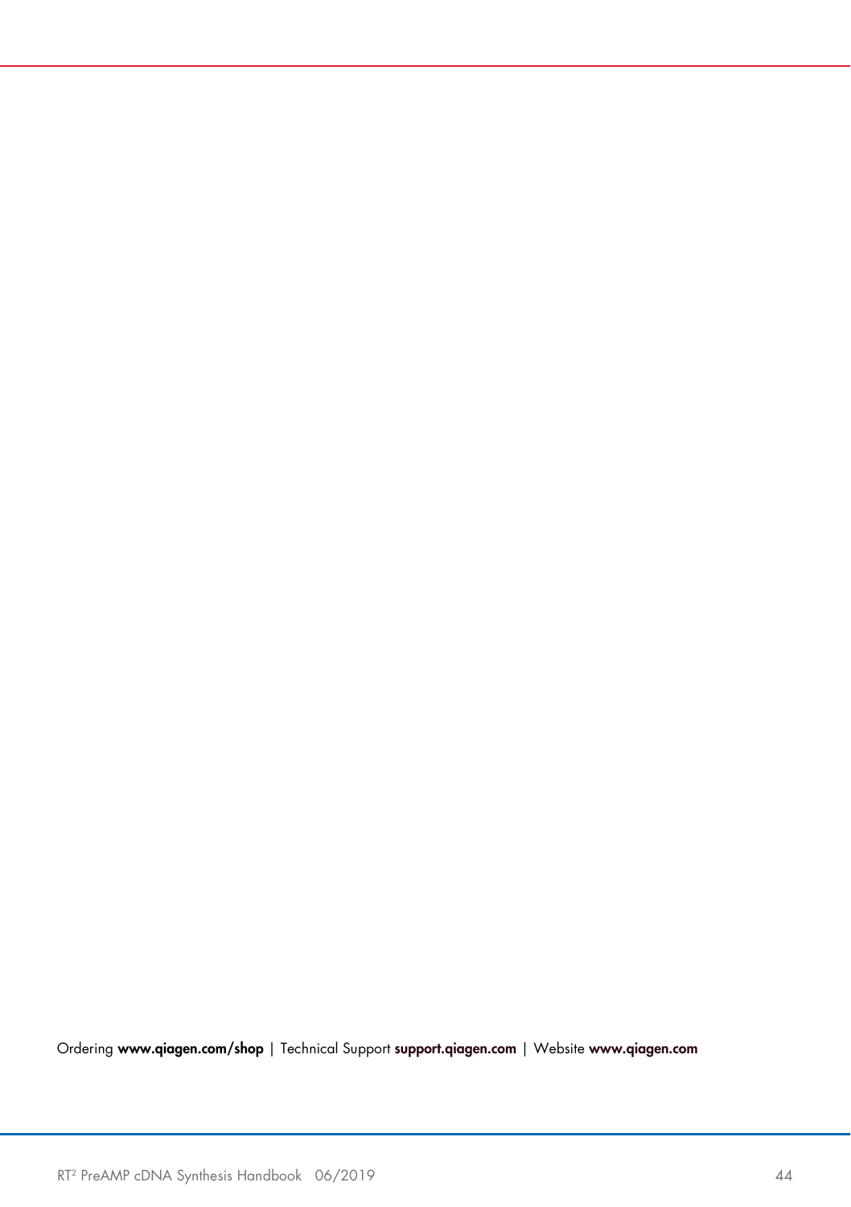Ordering **www.qiagen.com/shop** | Technical Support **support.qiagen.com** | Website **www.qiagen.com**